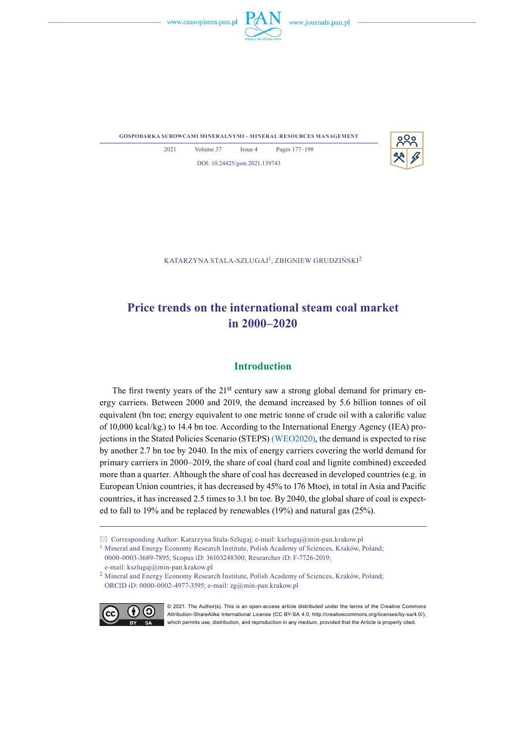KATARZYNA STALA-SZLUGAJ[1], ZBIGNIEW GRUDZIŃSKI[2]

# Price trends on the international steam coal market in 2000–2020

## Introduction

The first twenty years of the 21st century saw a strong global demand for primary energy carriers. Between 2000 and 2019, the demand increased by 5.6 billion tonnes of oil equivalent (bn toe; energy equivalent to one metric tonne of crude oil with a calorific value of 10,000 kcal/kg.) to 14.4 bn toe. According to the International Energy Agency (IEA) projections in the Stated Policies Scenario (STEPS) (WEO2020), the demand is expected to rise by another 2.7 bn toe by 2040. In the mix of energy carriers covering the world demand for primary carriers in 2000–2019, the share of coal (hard coal and lignite combined) exceeded more than a quarter. Although the share of coal has decreased in developed countries (e.g. in European Union countries, it has decreased by 45% to 176 Mtoe), in total in Asia and Pacific countries, it has increased 2.5 times to 3.1 bn toe. By 2040, the global share of coal is expected to fall to 19% and be replaced by renewables (19%) and natural gas (25%).

---

✉ Corresponding Author: Katarzyna Stala-Szlugaj; e-mail: kszlugaj@min-pan.krakow.pl

[1] Mineral and Energy Economy Research Institute, Polish Academy of Sciences, Kraków, Poland; 0000-0003-3689-7895; Scopus iD: 36103248300; Researcher iD: F-7726-2019; e-mail: kszlugaj@min-pan.krakow.pl

[2] Mineral and Energy Economy Research Institute, Polish Academy of Sciences, Kraków, Poland; ORCID iD: 0000-0002-4977-3595; e-mail: zg@min-pan.krakow.pl

© 2021. The Author(s). This is an open-access article distributed under the terms of the Creative Commons Attribution-ShareAlike International License (CC BY-SA 4.0, http://creativecommons.org/licenses/by-sa/4.0/), which permits use, distribution, and reproduction in any medium, provided that the Article is properly cited.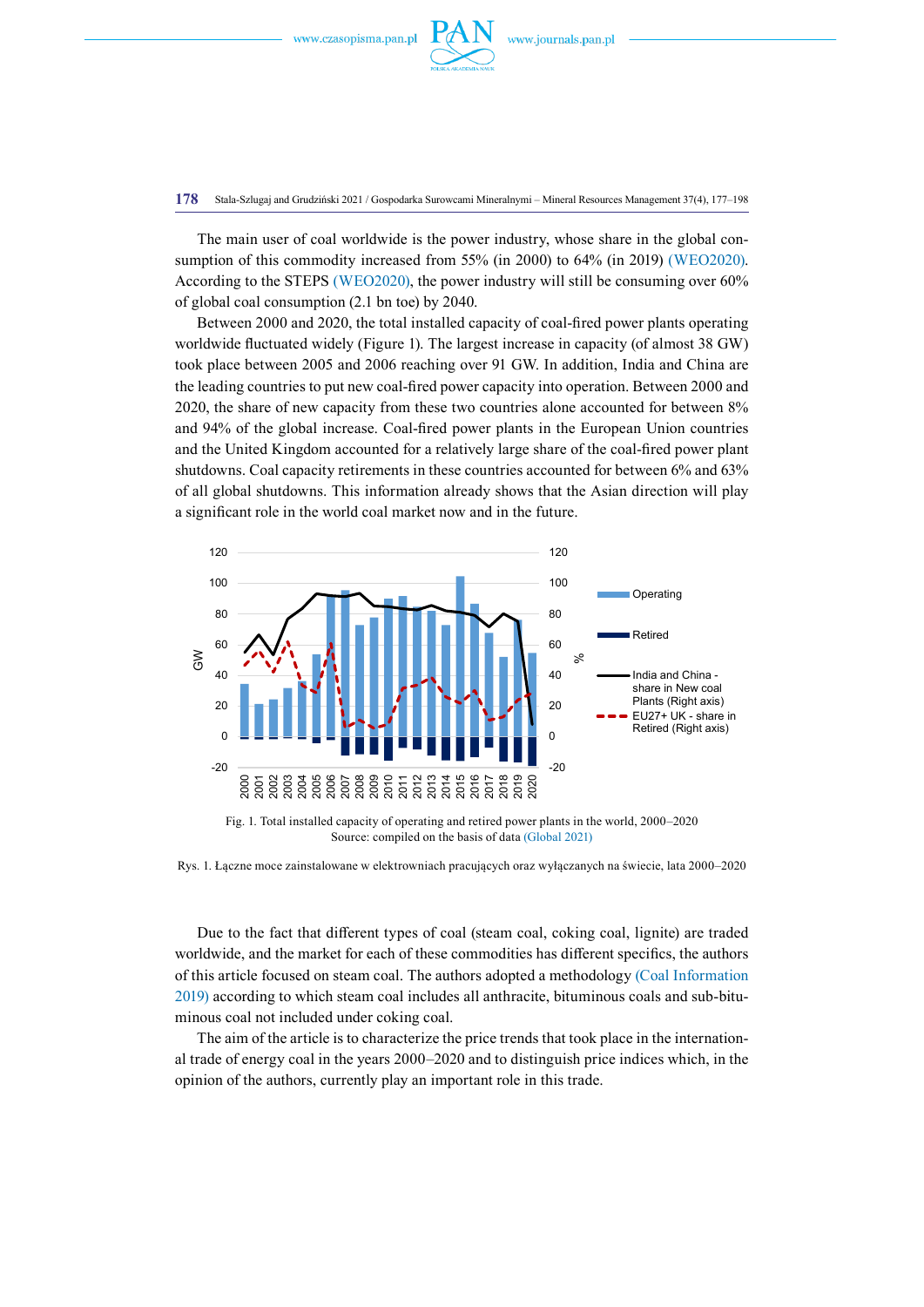The main user of coal worldwide is the power industry, whose share in the global consumption of this commodity increased from 55% (in 2000) to 64% (in 2019) (WEO2020). According to the STEPS (WEO2020), the power industry will still be consuming over 60% of global coal consumption (2.1 bn toe) by 2040.

Between 2000 and 2020, the total installed capacity of coal-fired power plants operating worldwide fluctuated widely (Figure 1). The largest increase in capacity (of almost 38 GW) took place between 2005 and 2006 reaching over 91 GW. In addition, India and China are the leading countries to put new coal-fired power capacity into operation. Between 2000 and 2020, the share of new capacity from these two countries alone accounted for between 8% and 94% of the global increase. Coal-fired power plants in the European Union countries and the United Kingdom accounted for a relatively large share of the coal-fired power plant shutdowns. Coal capacity retirements in these countries accounted for between 6% and 63% of all global shutdowns. This information already shows that the Asian direction will play a significant role in the world coal market now and in the future.

Fig. 1. Total installed capacity of operating and retired power plants in the world, 2000–2020
Source: compiled on the basis of data (Global 2021)

Rys. 1. Łączne moce zainstalowane w elektrowniach pracujących oraz wyłączanych na świecie, lata 2000–2020

Due to the fact that different types of coal (steam coal, coking coal, lignite) are traded worldwide, and the market for each of these commodities has different specifics, the authors of this article focused on steam coal. The authors adopted a methodology (Coal Information 2019) according to which steam coal includes all anthracite, bituminous coals and sub-bituminous coal not included under coking coal.

The aim of the article is to characterize the price trends that took place in the international trade of energy coal in the years 2000–2020 and to distinguish price indices which, in the opinion of the authors, currently play an important role in this trade.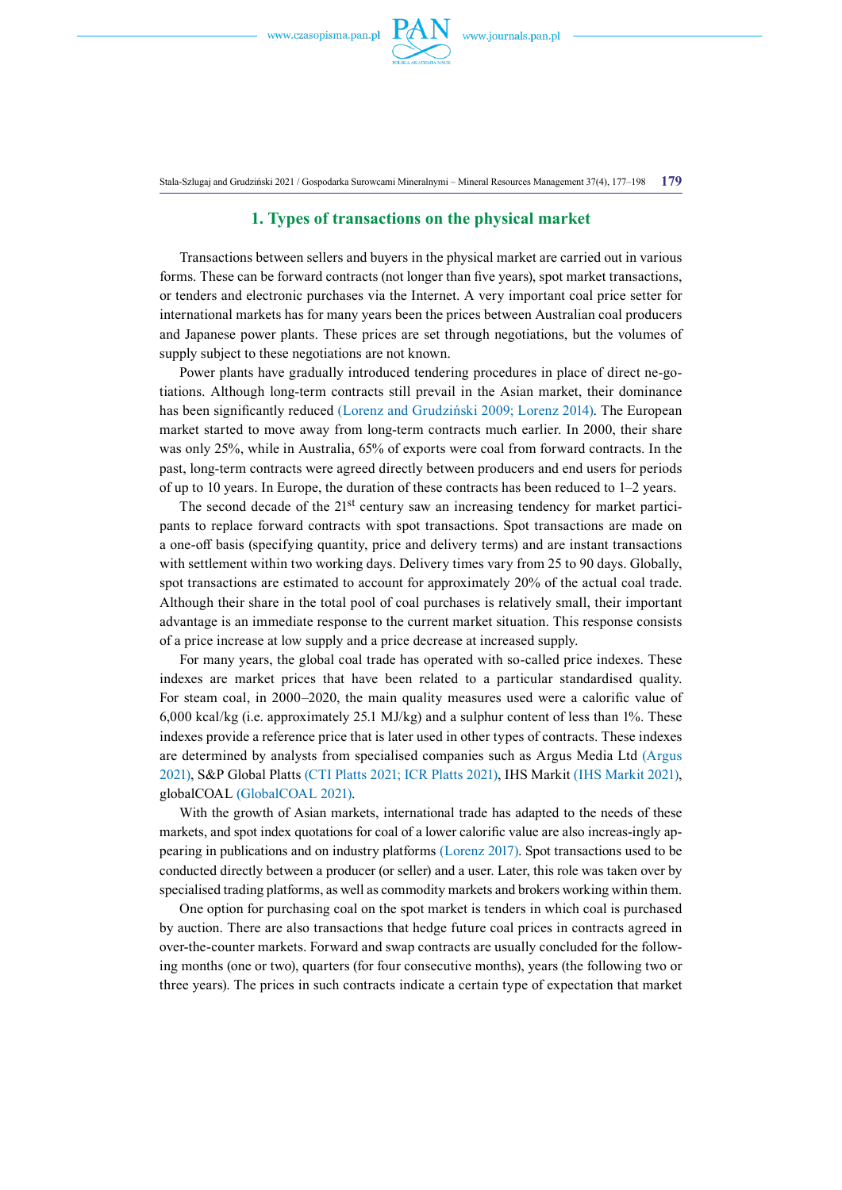## 1. Types of transactions on the physical market

Transactions between sellers and buyers in the physical market are carried out in various forms. These can be forward contracts (not longer than five years), spot market transactions, or tenders and electronic purchases via the Internet. A very important coal price setter for international markets has for many years been the prices between Australian coal producers and Japanese power plants. These prices are set through negotiations, but the volumes of supply subject to these negotiations are not known.

Power plants have gradually introduced tendering procedures in place of direct ne-gotiations. Although long-term contracts still prevail in the Asian market, their dominance has been significantly reduced (Lorenz and Grudziński 2009; Lorenz 2014). The European market started to move away from long-term contracts much earlier. In 2000, their share was only 25%, while in Australia, 65% of exports were coal from forward contracts. In the past, long-term contracts were agreed directly between producers and end users for periods of up to 10 years. In Europe, the duration of these contracts has been reduced to 1–2 years.

The second decade of the 21st century saw an increasing tendency for market partici-pants to replace forward contracts with spot transactions. Spot transactions are made on a one-off basis (specifying quantity, price and delivery terms) and are instant transactions with settlement within two working days. Delivery times vary from 25 to 90 days. Globally, spot transactions are estimated to account for approximately 20% of the actual coal trade. Although their share in the total pool of coal purchases is relatively small, their important advantage is an immediate response to the current market situation. This response consists of a price increase at low supply and a price decrease at increased supply.

For many years, the global coal trade has operated with so-called price indexes. These indexes are market prices that have been related to a particular standardised quality. For steam coal, in 2000–2020, the main quality measures used were a calorific value of 6,000 kcal/kg (i.e. approximately 25.1 MJ/kg) and a sulphur content of less than 1%. These indexes provide a reference price that is later used in other types of contracts. These indexes are determined by analysts from specialised companies such as Argus Media Ltd (Argus 2021), S&P Global Platts (CTI Platts 2021; ICR Platts 2021), IHS Markit (IHS Markit 2021), globalCOAL (GlobalCOAL 2021).

With the growth of Asian markets, international trade has adapted to the needs of these markets, and spot index quotations for coal of a lower calorific value are also increas-ingly ap-pearing in publications and on industry platforms (Lorenz 2017). Spot transactions used to be conducted directly between a producer (or seller) and a user. Later, this role was taken over by specialised trading platforms, as well as commodity markets and brokers working within them.

One option for purchasing coal on the spot market is tenders in which coal is purchased by auction. There are also transactions that hedge future coal prices in contracts agreed in over-the-counter markets. Forward and swap contracts are usually concluded for the follow-ing months (one or two), quarters (for four consecutive months), years (the following two or three years). The prices in such contracts indicate a certain type of expectation that market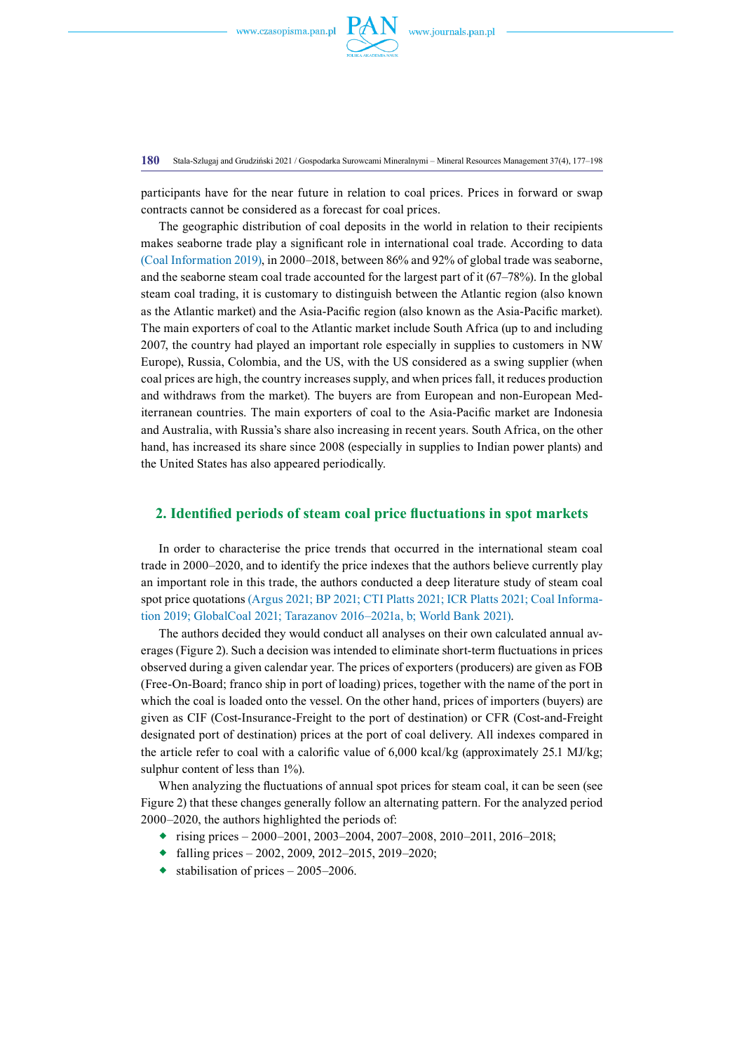participants have for the near future in relation to coal prices. Prices in forward or swap contracts cannot be considered as a forecast for coal prices.

The geographic distribution of coal deposits in the world in relation to their recipients makes seaborne trade play a significant role in international coal trade. According to data (Coal Information 2019), in 2000–2018, between 86% and 92% of global trade was seaborne, and the seaborne steam coal trade accounted for the largest part of it (67–78%). In the global steam coal trading, it is customary to distinguish between the Atlantic region (also known as the Atlantic market) and the Asia-Pacific region (also known as the Asia-Pacific market). The main exporters of coal to the Atlantic market include South Africa (up to and including 2007, the country had played an important role especially in supplies to customers in NW Europe), Russia, Colombia, and the US, with the US considered as a swing supplier (when coal prices are high, the country increases supply, and when prices fall, it reduces production and withdraws from the market). The buyers are from European and non-European Mediterranean countries. The main exporters of coal to the Asia-Pacific market are Indonesia and Australia, with Russia's share also increasing in recent years. South Africa, on the other hand, has increased its share since 2008 (especially in supplies to Indian power plants) and the United States has also appeared periodically.

## 2. Identified periods of steam coal price fluctuations in spot markets

In order to characterise the price trends that occurred in the international steam coal trade in 2000–2020, and to identify the price indexes that the authors believe currently play an important role in this trade, the authors conducted a deep literature study of steam coal spot price quotations (Argus 2021; BP 2021; CTI Platts 2021; ICR Platts 2021; Coal Information 2019; GlobalCoal 2021; Tarazanov 2016–2021a, b; World Bank 2021).

The authors decided they would conduct all analyses on their own calculated annual averages (Figure 2). Such a decision was intended to eliminate short-term fluctuations in prices observed during a given calendar year. The prices of exporters (producers) are given as FOB (Free-On-Board; franco ship in port of loading) prices, together with the name of the port in which the coal is loaded onto the vessel. On the other hand, prices of importers (buyers) are given as CIF (Cost-Insurance-Freight to the port of destination) or CFR (Cost-and-Freight designated port of destination) prices at the port of coal delivery. All indexes compared in the article refer to coal with a calorific value of 6,000 kcal/kg (approximately 25.1 MJ/kg; sulphur content of less than 1%).

When analyzing the fluctuations of annual spot prices for steam coal, it can be seen (see Figure 2) that these changes generally follow an alternating pattern. For the analyzed period 2000–2020, the authors highlighted the periods of:

- rising prices – 2000–2001, 2003–2004, 2007–2008, 2010–2011, 2016–2018;
- falling prices – 2002, 2009, 2012–2015, 2019–2020;
- stabilisation of prices – 2005–2006.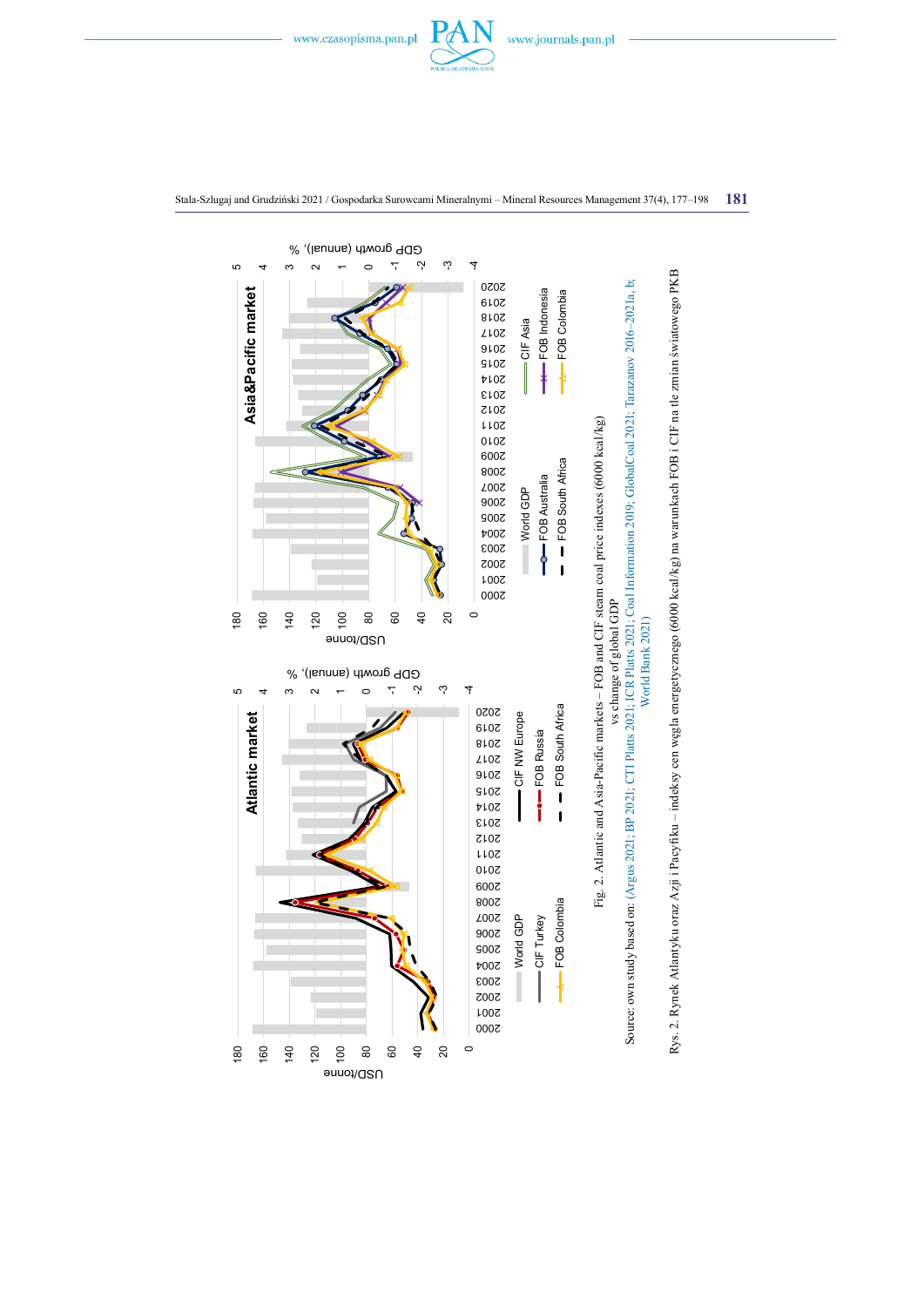Fig. 2. Atlantic and Asia-Pacific markets – FOB and CIF steam coal price indexes (6000 kcal/kg) vs change of global GDP

Source: own study based on: (Argus 2021; BP 2021; CTI Platts 2021; ICR Platts 2021; Coal Information 2019; GlobalCoal 2021; Tarazanov 2016–2021a, b; World Bank 2021)

Rys. 2. Rynek Atlantyku oraz Azji i Pacyfiku – indeksy cen węgla energetycznego (6000 kcal/kg) na warunkach FOB i CIF na tle zmian światowego PKB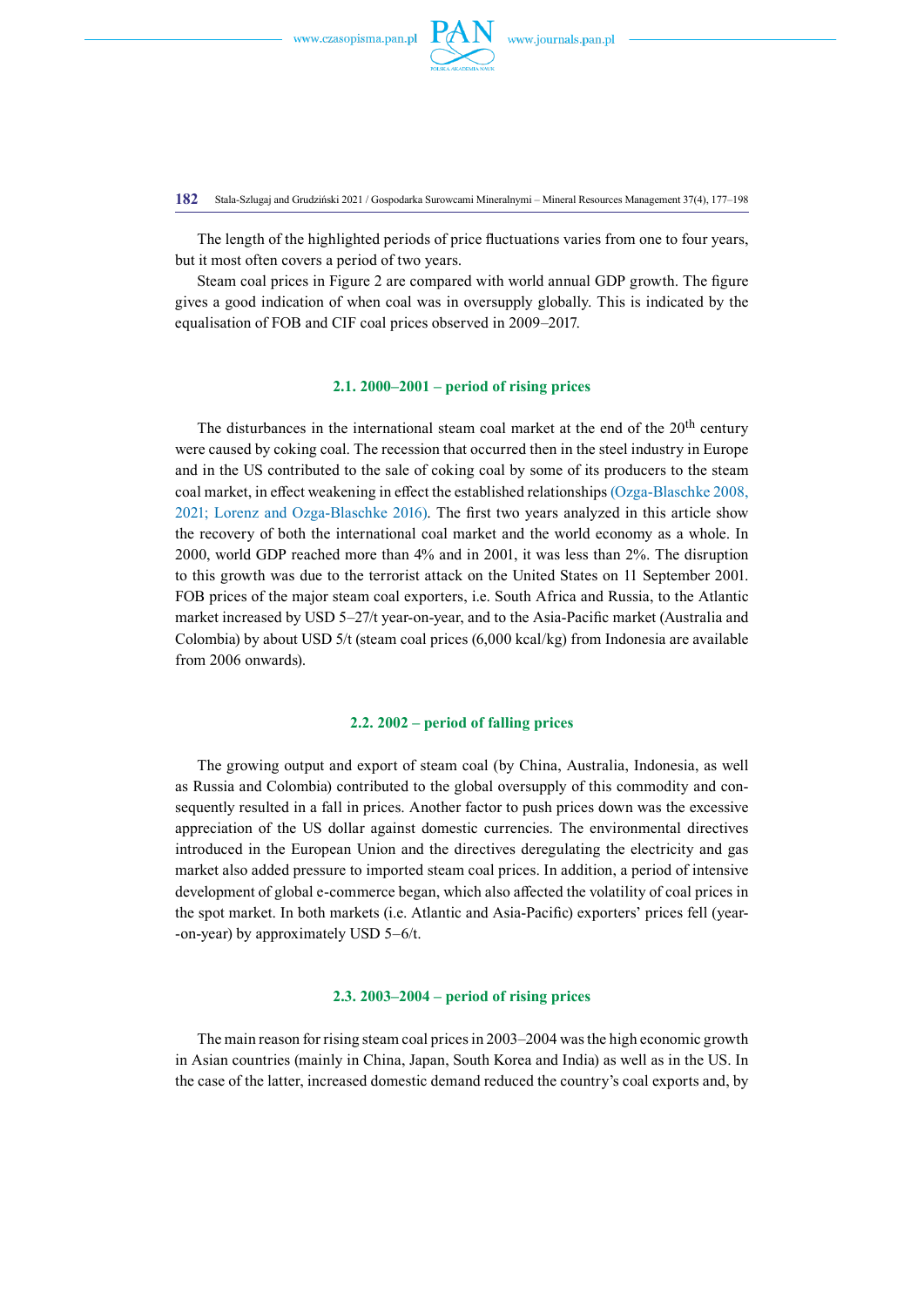The length of the highlighted periods of price fluctuations varies from one to four years, but it most often covers a period of two years.

Steam coal prices in Figure 2 are compared with world annual GDP growth. The figure gives a good indication of when coal was in oversupply globally. This is indicated by the equalisation of FOB and CIF coal prices observed in 2009–2017.

### 2.1. 2000–2001 – period of rising prices

The disturbances in the international steam coal market at the end of the 20th century were caused by coking coal. The recession that occurred then in the steel industry in Europe and in the US contributed to the sale of coking coal by some of its producers to the steam coal market, in effect weakening in effect the established relationships (Ozga-Blaschke 2008, 2021; Lorenz and Ozga-Blaschke 2016). The first two years analyzed in this article show the recovery of both the international coal market and the world economy as a whole. In 2000, world GDP reached more than 4% and in 2001, it was less than 2%. The disruption to this growth was due to the terrorist attack on the United States on 11 September 2001. FOB prices of the major steam coal exporters, i.e. South Africa and Russia, to the Atlantic market increased by USD 5–27/t year-on-year, and to the Asia-Pacific market (Australia and Colombia) by about USD 5/t (steam coal prices (6,000 kcal/kg) from Indonesia are available from 2006 onwards).

### 2.2. 2002 – period of falling prices

The growing output and export of steam coal (by China, Australia, Indonesia, as well as Russia and Colombia) contributed to the global oversupply of this commodity and consequently resulted in a fall in prices. Another factor to push prices down was the excessive appreciation of the US dollar against domestic currencies. The environmental directives introduced in the European Union and the directives deregulating the electricity and gas market also added pressure to imported steam coal prices. In addition, a period of intensive development of global e-commerce began, which also affected the volatility of coal prices in the spot market. In both markets (i.e. Atlantic and Asia-Pacific) exporters' prices fell (year-on-year) by approximately USD 5–6/t.

### 2.3. 2003–2004 – period of rising prices

The main reason for rising steam coal prices in 2003–2004 was the high economic growth in Asian countries (mainly in China, Japan, South Korea and India) as well as in the US. In the case of the latter, increased domestic demand reduced the country's coal exports and, by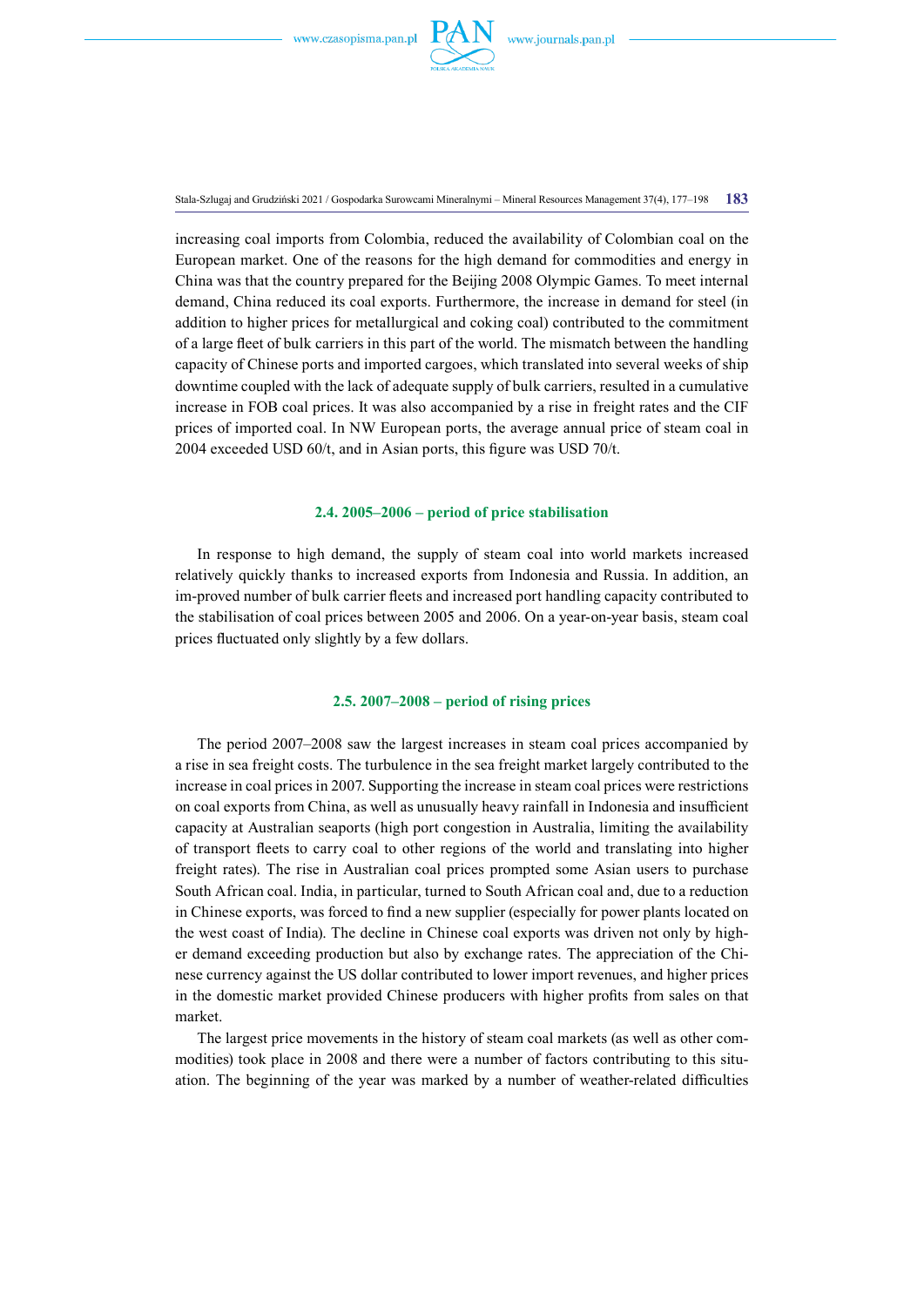increasing coal imports from Colombia, reduced the availability of Colombian coal on the European market. One of the reasons for the high demand for commodities and energy in China was that the country prepared for the Beijing 2008 Olympic Games. To meet internal demand, China reduced its coal exports. Furthermore, the increase in demand for steel (in addition to higher prices for metallurgical and coking coal) contributed to the commitment of a large fleet of bulk carriers in this part of the world. The mismatch between the handling capacity of Chinese ports and imported cargoes, which translated into several weeks of ship downtime coupled with the lack of adequate supply of bulk carriers, resulted in a cumulative increase in FOB coal prices. It was also accompanied by a rise in freight rates and the CIF prices of imported coal. In NW European ports, the average annual price of steam coal in 2004 exceeded USD 60/t, and in Asian ports, this figure was USD 70/t.

### 2.4. 2005–2006 – period of price stabilisation

In response to high demand, the supply of steam coal into world markets increased relatively quickly thanks to increased exports from Indonesia and Russia. In addition, an im-proved number of bulk carrier fleets and increased port handling capacity contributed to the stabilisation of coal prices between 2005 and 2006. On a year-on-year basis, steam coal prices fluctuated only slightly by a few dollars.

### 2.5. 2007–2008 – period of rising prices

The period 2007–2008 saw the largest increases in steam coal prices accompanied by a rise in sea freight costs. The turbulence in the sea freight market largely contributed to the increase in coal prices in 2007. Supporting the increase in steam coal prices were restrictions on coal exports from China, as well as unusually heavy rainfall in Indonesia and insufficient capacity at Australian seaports (high port congestion in Australia, limiting the availability of transport fleets to carry coal to other regions of the world and translating into higher freight rates). The rise in Australian coal prices prompted some Asian users to purchase South African coal. India, in particular, turned to South African coal and, due to a reduction in Chinese exports, was forced to find a new supplier (especially for power plants located on the west coast of India). The decline in Chinese coal exports was driven not only by higher demand exceeding production but also by exchange rates. The appreciation of the Chinese currency against the US dollar contributed to lower import revenues, and higher prices in the domestic market provided Chinese producers with higher profits from sales on that market.

The largest price movements in the history of steam coal markets (as well as other commodities) took place in 2008 and there were a number of factors contributing to this situation. The beginning of the year was marked by a number of weather-related difficulties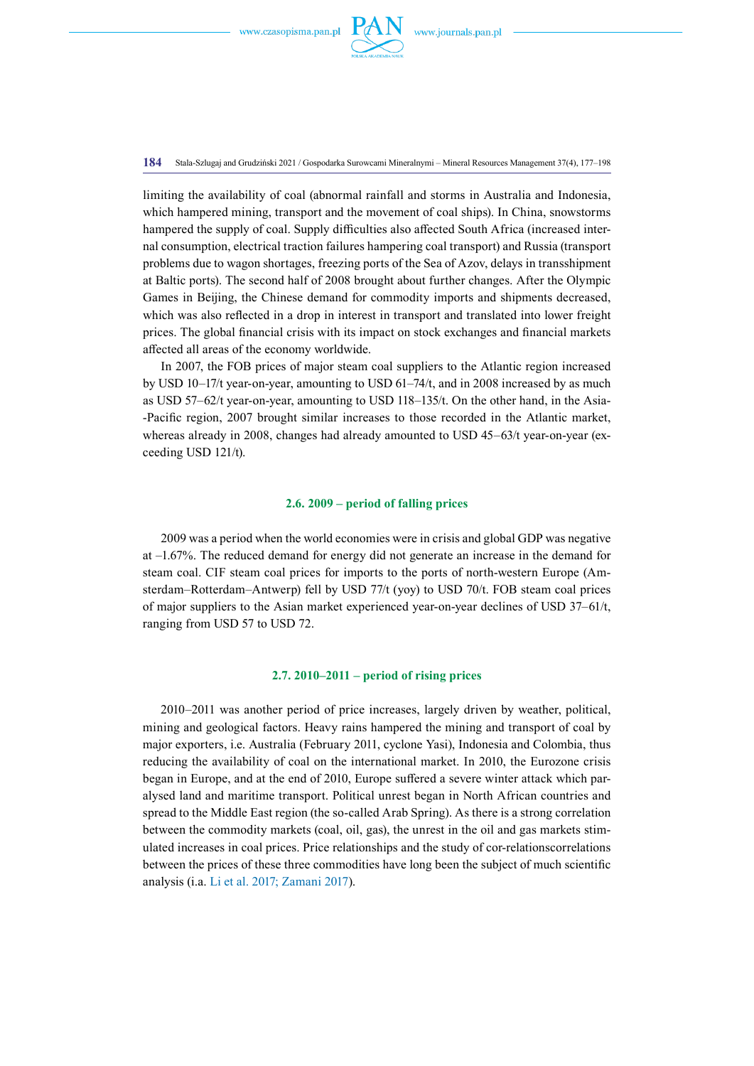limiting the availability of coal (abnormal rainfall and storms in Australia and Indonesia, which hampered mining, transport and the movement of coal ships). In China, snowstorms hampered the supply of coal. Supply difficulties also affected South Africa (increased internal consumption, electrical traction failures hampering coal transport) and Russia (transport problems due to wagon shortages, freezing ports of the Sea of Azov, delays in transshipment at Baltic ports). The second half of 2008 brought about further changes. After the Olympic Games in Beijing, the Chinese demand for commodity imports and shipments decreased, which was also reflected in a drop in interest in transport and translated into lower freight prices. The global financial crisis with its impact on stock exchanges and financial markets affected all areas of the economy worldwide.

In 2007, the FOB prices of major steam coal suppliers to the Atlantic region increased by USD 10–17/t year-on-year, amounting to USD 61–74/t, and in 2008 increased by as much as USD 57–62/t year-on-year, amounting to USD 118–135/t. On the other hand, in the Asia-Pacific region, 2007 brought similar increases to those recorded in the Atlantic market, whereas already in 2008, changes had already amounted to USD 45–63/t year-on-year (exceeding USD 121/t).

### 2.6. 2009 – period of falling prices

2009 was a period when the world economies were in crisis and global GDP was negative at –1.67%. The reduced demand for energy did not generate an increase in the demand for steam coal. CIF steam coal prices for imports to the ports of north-western Europe (Amsterdam–Rotterdam–Antwerp) fell by USD 77/t (yoy) to USD 70/t. FOB steam coal prices of major suppliers to the Asian market experienced year-on-year declines of USD 37–61/t, ranging from USD 57 to USD 72.

### 2.7. 2010–2011 – period of rising prices

2010–2011 was another period of price increases, largely driven by weather, political, mining and geological factors. Heavy rains hampered the mining and transport of coal by major exporters, i.e. Australia (February 2011, cyclone Yasi), Indonesia and Colombia, thus reducing the availability of coal on the international market. In 2010, the Eurozone crisis began in Europe, and at the end of 2010, Europe suffered a severe winter attack which paralysed land and maritime transport. Political unrest began in North African countries and spread to the Middle East region (the so-called Arab Spring). As there is a strong correlation between the commodity markets (coal, oil, gas), the unrest in the oil and gas markets stimulated increases in coal prices. Price relationships and the study of cor-relationscorrelations between the prices of these three commodities have long been the subject of much scientific analysis (i.a. Li et al. 2017; Zamani 2017).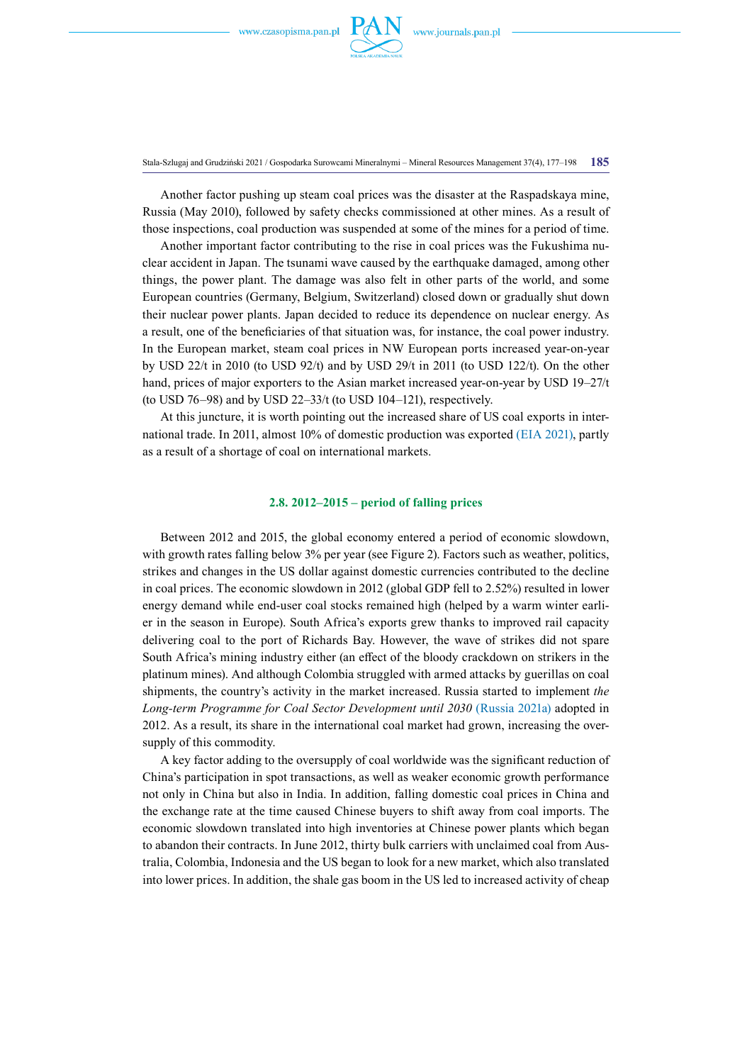Another factor pushing up steam coal prices was the disaster at the Raspadskaya mine, Russia (May 2010), followed by safety checks commissioned at other mines. As a result of those inspections, coal production was suspended at some of the mines for a period of time.

Another important factor contributing to the rise in coal prices was the Fukushima nuclear accident in Japan. The tsunami wave caused by the earthquake damaged, among other things, the power plant. The damage was also felt in other parts of the world, and some European countries (Germany, Belgium, Switzerland) closed down or gradually shut down their nuclear power plants. Japan decided to reduce its dependence on nuclear energy. As a result, one of the beneficiaries of that situation was, for instance, the coal power industry. In the European market, steam coal prices in NW European ports increased year-on-year by USD 22/t in 2010 (to USD 92/t) and by USD 29/t in 2011 (to USD 122/t). On the other hand, prices of major exporters to the Asian market increased year-on-year by USD 19–27/t (to USD 76–98) and by USD 22–33/t (to USD 104–121), respectively.

At this juncture, it is worth pointing out the increased share of US coal exports in international trade. In 2011, almost 10% of domestic production was exported (EIA 2021), partly as a result of a shortage of coal on international markets.

### 2.8. 2012–2015 – period of falling prices

Between 2012 and 2015, the global economy entered a period of economic slowdown, with growth rates falling below 3% per year (see Figure 2). Factors such as weather, politics, strikes and changes in the US dollar against domestic currencies contributed to the decline in coal prices. The economic slowdown in 2012 (global GDP fell to 2.52%) resulted in lower energy demand while end-user coal stocks remained high (helped by a warm winter earlier in the season in Europe). South Africa's exports grew thanks to improved rail capacity delivering coal to the port of Richards Bay. However, the wave of strikes did not spare South Africa's mining industry either (an effect of the bloody crackdown on strikers in the platinum mines). And although Colombia struggled with armed attacks by guerillas on coal shipments, the country's activity in the market increased. Russia started to implement *the Long-term Programme for Coal Sector Development until 2030* (Russia 2021a) adopted in 2012. As a result, its share in the international coal market had grown, increasing the oversupply of this commodity.

A key factor adding to the oversupply of coal worldwide was the significant reduction of China's participation in spot transactions, as well as weaker economic growth performance not only in China but also in India. In addition, falling domestic coal prices in China and the exchange rate at the time caused Chinese buyers to shift away from coal imports. The economic slowdown translated into high inventories at Chinese power plants which began to abandon their contracts. In June 2012, thirty bulk carriers with unclaimed coal from Australia, Colombia, Indonesia and the US began to look for a new market, which also translated into lower prices. In addition, the shale gas boom in the US led to increased activity of cheap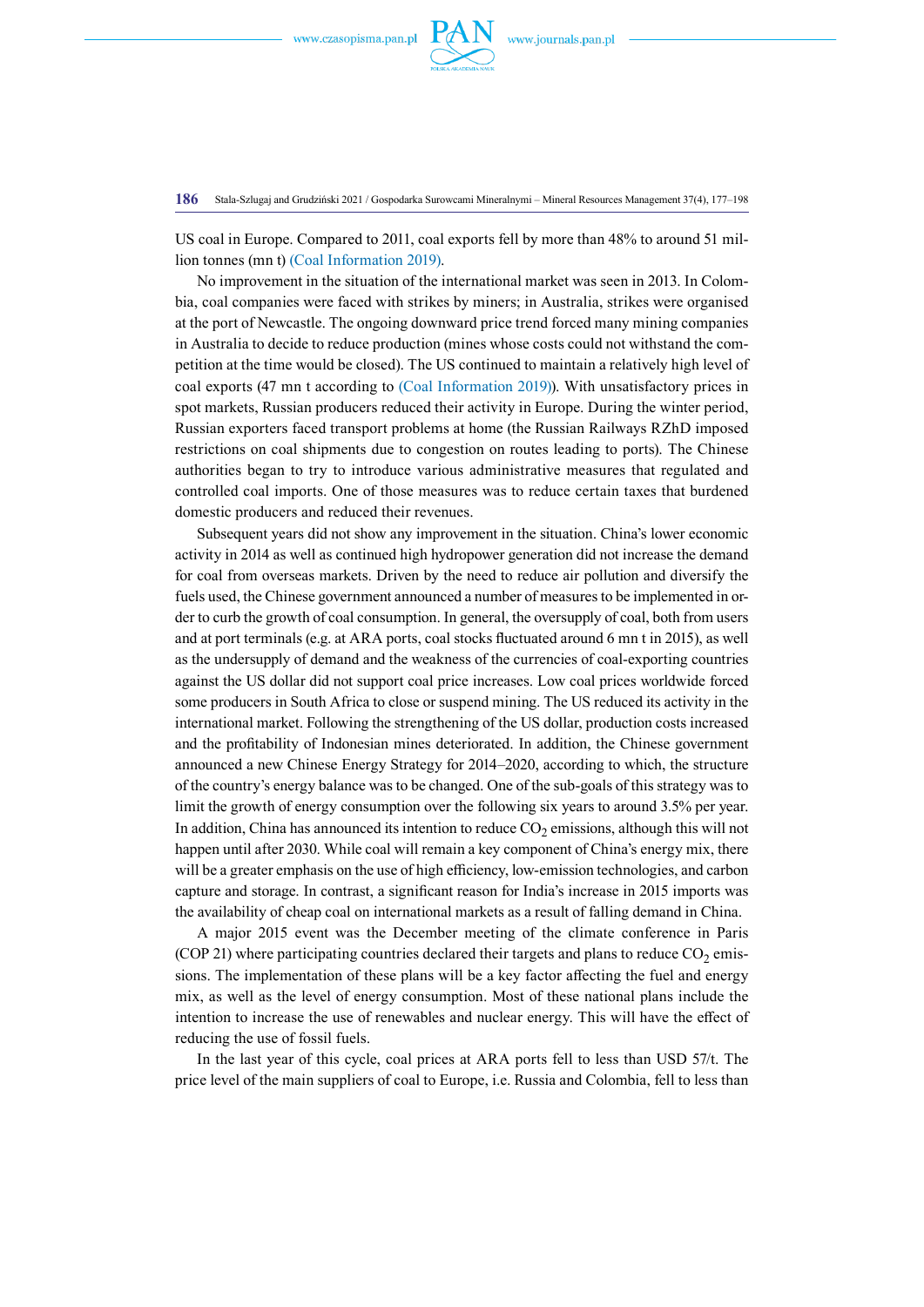US coal in Europe. Compared to 2011, coal exports fell by more than 48% to around 51 million tonnes (mn t) (Coal Information 2019).

No improvement in the situation of the international market was seen in 2013. In Colombia, coal companies were faced with strikes by miners; in Australia, strikes were organised at the port of Newcastle. The ongoing downward price trend forced many mining companies in Australia to decide to reduce production (mines whose costs could not withstand the competition at the time would be closed). The US continued to maintain a relatively high level of coal exports (47 mn t according to (Coal Information 2019)). With unsatisfactory prices in spot markets, Russian producers reduced their activity in Europe. During the winter period, Russian exporters faced transport problems at home (the Russian Railways RZhD imposed restrictions on coal shipments due to congestion on routes leading to ports). The Chinese authorities began to try to introduce various administrative measures that regulated and controlled coal imports. One of those measures was to reduce certain taxes that burdened domestic producers and reduced their revenues.

Subsequent years did not show any improvement in the situation. China's lower economic activity in 2014 as well as continued high hydropower generation did not increase the demand for coal from overseas markets. Driven by the need to reduce air pollution and diversify the fuels used, the Chinese government announced a number of measures to be implemented in order to curb the growth of coal consumption. In general, the oversupply of coal, both from users and at port terminals (e.g. at ARA ports, coal stocks fluctuated around 6 mn t in 2015), as well as the undersupply of demand and the weakness of the currencies of coal-exporting countries against the US dollar did not support coal price increases. Low coal prices worldwide forced some producers in South Africa to close or suspend mining. The US reduced its activity in the international market. Following the strengthening of the US dollar, production costs increased and the profitability of Indonesian mines deteriorated. In addition, the Chinese government announced a new Chinese Energy Strategy for 2014–2020, according to which, the structure of the country's energy balance was to be changed. One of the sub-goals of this strategy was to limit the growth of energy consumption over the following six years to around 3.5% per year. In addition, China has announced its intention to reduce $CO_2$ emissions, although this will not happen until after 2030. While coal will remain a key component of China's energy mix, there will be a greater emphasis on the use of high efficiency, low-emission technologies, and carbon capture and storage. In contrast, a significant reason for India's increase in 2015 imports was the availability of cheap coal on international markets as a result of falling demand in China.

A major 2015 event was the December meeting of the climate conference in Paris (COP 21) where participating countries declared their targets and plans to reduce $CO_2$ emissions. The implementation of these plans will be a key factor affecting the fuel and energy mix, as well as the level of energy consumption. Most of these national plans include the intention to increase the use of renewables and nuclear energy. This will have the effect of reducing the use of fossil fuels.

In the last year of this cycle, coal prices at ARA ports fell to less than USD 57/t. The price level of the main suppliers of coal to Europe, i.e. Russia and Colombia, fell to less than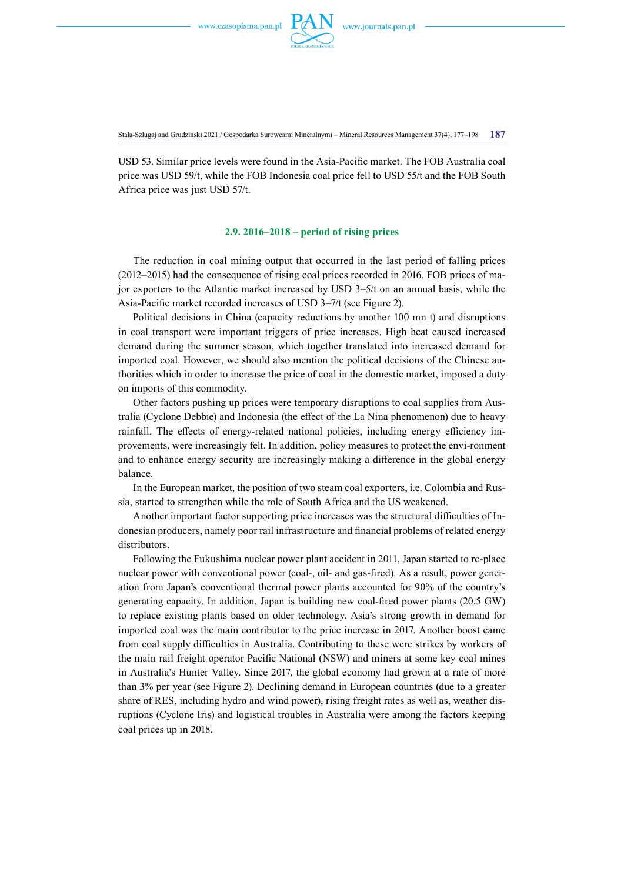USD 53. Similar price levels were found in the Asia-Pacific market. The FOB Australia coal price was USD 59/t, while the FOB Indonesia coal price fell to USD 55/t and the FOB South Africa price was just USD 57/t.

### 2.9. 2016–2018 – period of rising prices

The reduction in coal mining output that occurred in the last period of falling prices (2012–2015) had the consequence of rising coal prices recorded in 2016. FOB prices of major exporters to the Atlantic market increased by USD 3–5/t on an annual basis, while the Asia-Pacific market recorded increases of USD 3–7/t (see Figure 2).

Political decisions in China (capacity reductions by another 100 mn t) and disruptions in coal transport were important triggers of price increases. High heat caused increased demand during the summer season, which together translated into increased demand for imported coal. However, we should also mention the political decisions of the Chinese authorities which in order to increase the price of coal in the domestic market, imposed a duty on imports of this commodity.

Other factors pushing up prices were temporary disruptions to coal supplies from Australia (Cyclone Debbie) and Indonesia (the effect of the La Nina phenomenon) due to heavy rainfall. The effects of energy-related national policies, including energy efficiency improvements, were increasingly felt. In addition, policy measures to protect the envi-ronment and to enhance energy security are increasingly making a difference in the global energy balance.

In the European market, the position of two steam coal exporters, i.e. Colombia and Russia, started to strengthen while the role of South Africa and the US weakened.

Another important factor supporting price increases was the structural difficulties of Indonesian producers, namely poor rail infrastructure and financial problems of related energy distributors.

Following the Fukushima nuclear power plant accident in 2011, Japan started to re-place nuclear power with conventional power (coal-, oil- and gas-fired). As a result, power generation from Japan's conventional thermal power plants accounted for 90% of the country's generating capacity. In addition, Japan is building new coal-fired power plants (20.5 GW) to replace existing plants based on older technology. Asia's strong growth in demand for imported coal was the main contributor to the price increase in 2017. Another boost came from coal supply difficulties in Australia. Contributing to these were strikes by workers of the main rail freight operator Pacific National (NSW) and miners at some key coal mines in Australia's Hunter Valley. Since 2017, the global economy had grown at a rate of more than 3% per year (see Figure 2). Declining demand in European countries (due to a greater share of RES, including hydro and wind power), rising freight rates as well as, weather disruptions (Cyclone Iris) and logistical troubles in Australia were among the factors keeping coal prices up in 2018.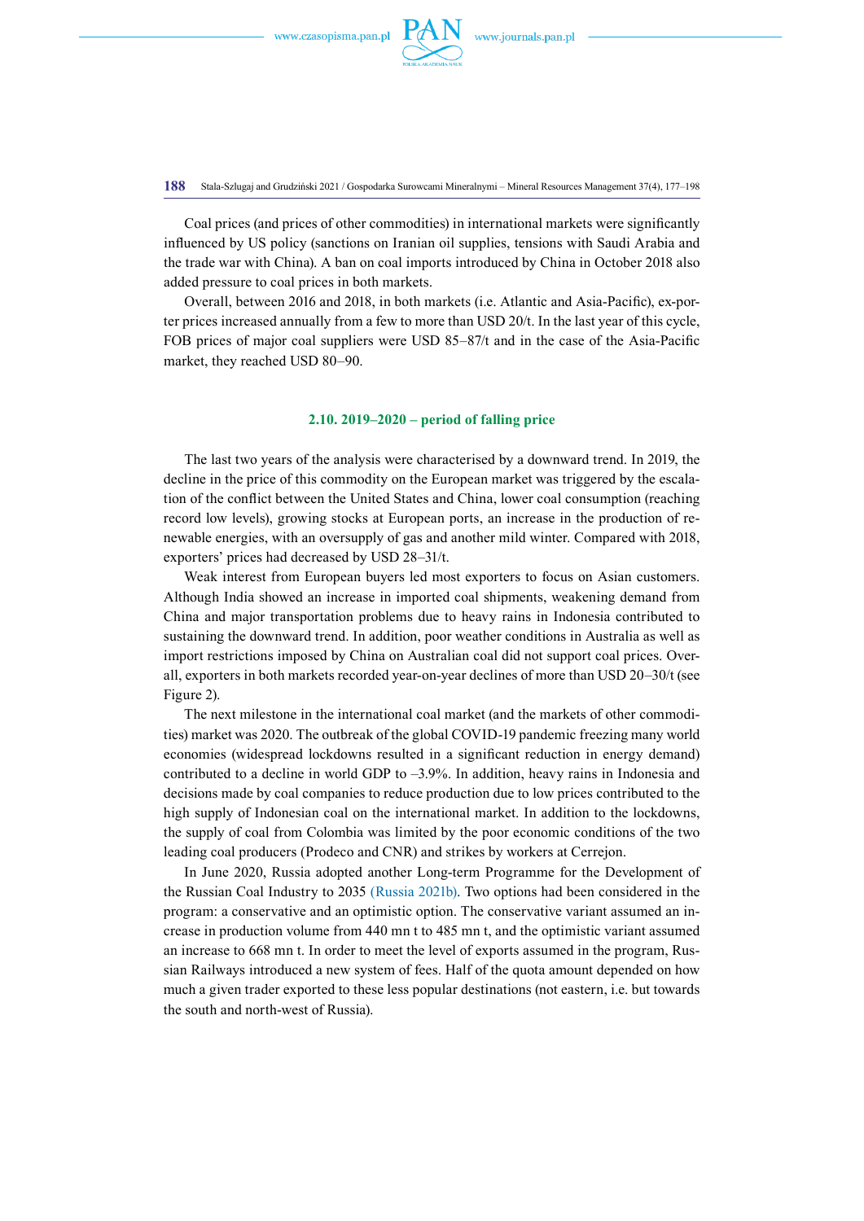Coal prices (and prices of other commodities) in international markets were significantly influenced by US policy (sanctions on Iranian oil supplies, tensions with Saudi Arabia and the trade war with China). A ban on coal imports introduced by China in October 2018 also added pressure to coal prices in both markets.

Overall, between 2016 and 2018, in both markets (i.e. Atlantic and Asia-Pacific), exporter prices increased annually from a few to more than USD 20/t. In the last year of this cycle, FOB prices of major coal suppliers were USD 85–87/t and in the case of the Asia-Pacific market, they reached USD 80–90.

### 2.10. 2019–2020 – period of falling price

The last two years of the analysis were characterised by a downward trend. In 2019, the decline in the price of this commodity on the European market was triggered by the escalation of the conflict between the United States and China, lower coal consumption (reaching record low levels), growing stocks at European ports, an increase in the production of renewable energies, with an oversupply of gas and another mild winter. Compared with 2018, exporters' prices had decreased by USD 28–31/t.

Weak interest from European buyers led most exporters to focus on Asian customers. Although India showed an increase in imported coal shipments, weakening demand from China and major transportation problems due to heavy rains in Indonesia contributed to sustaining the downward trend. In addition, poor weather conditions in Australia as well as import restrictions imposed by China on Australian coal did not support coal prices. Overall, exporters in both markets recorded year-on-year declines of more than USD 20–30/t (see Figure 2).

The next milestone in the international coal market (and the markets of other commodities) market was 2020. The outbreak of the global COVID-19 pandemic freezing many world economies (widespread lockdowns resulted in a significant reduction in energy demand) contributed to a decline in world GDP to –3.9%. In addition, heavy rains in Indonesia and decisions made by coal companies to reduce production due to low prices contributed to the high supply of Indonesian coal on the international market. In addition to the lockdowns, the supply of coal from Colombia was limited by the poor economic conditions of the two leading coal producers (Prodeco and CNR) and strikes by workers at Cerrejon.

In June 2020, Russia adopted another Long-term Programme for the Development of the Russian Coal Industry to 2035 (Russia 2021b). Two options had been considered in the program: a conservative and an optimistic option. The conservative variant assumed an increase in production volume from 440 mn t to 485 mn t, and the optimistic variant assumed an increase to 668 mn t. In order to meet the level of exports assumed in the program, Russian Railways introduced a new system of fees. Half of the quota amount depended on how much a given trader exported to these less popular destinations (not eastern, i.e. but towards the south and north-west of Russia).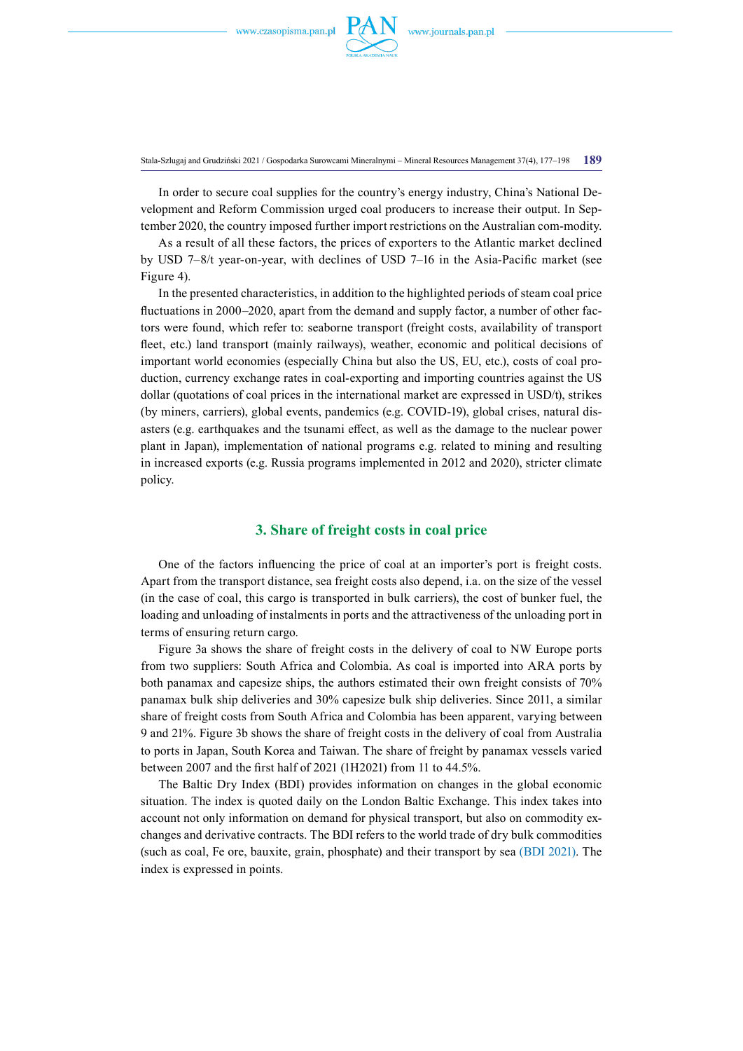In order to secure coal supplies for the country's energy industry, China's National Development and Reform Commission urged coal producers to increase their output. In September 2020, the country imposed further import restrictions on the Australian com-modity.

As a result of all these factors, the prices of exporters to the Atlantic market declined by USD 7–8/t year-on-year, with declines of USD 7–16 in the Asia-Pacific market (see Figure 4).

In the presented characteristics, in addition to the highlighted periods of steam coal price fluctuations in 2000–2020, apart from the demand and supply factor, a number of other factors were found, which refer to: seaborne transport (freight costs, availability of transport fleet, etc.) land transport (mainly railways), weather, economic and political decisions of important world economies (especially China but also the US, EU, etc.), costs of coal production, currency exchange rates in coal-exporting and importing countries against the US dollar (quotations of coal prices in the international market are expressed in USD/t), strikes (by miners, carriers), global events, pandemics (e.g. COVID-19), global crises, natural disasters (e.g. earthquakes and the tsunami effect, as well as the damage to the nuclear power plant in Japan), implementation of national programs e.g. related to mining and resulting in increased exports (e.g. Russia programs implemented in 2012 and 2020), stricter climate policy.

## 3. Share of freight costs in coal price

One of the factors influencing the price of coal at an importer's port is freight costs. Apart from the transport distance, sea freight costs also depend, i.a. on the size of the vessel (in the case of coal, this cargo is transported in bulk carriers), the cost of bunker fuel, the loading and unloading of instalments in ports and the attractiveness of the unloading port in terms of ensuring return cargo.

Figure 3a shows the share of freight costs in the delivery of coal to NW Europe ports from two suppliers: South Africa and Colombia. As coal is imported into ARA ports by both panamax and capesize ships, the authors estimated their own freight consists of 70% panamax bulk ship deliveries and 30% capesize bulk ship deliveries. Since 2011, a similar share of freight costs from South Africa and Colombia has been apparent, varying between 9 and 21%. Figure 3b shows the share of freight costs in the delivery of coal from Australia to ports in Japan, South Korea and Taiwan. The share of freight by panamax vessels varied between 2007 and the first half of 2021 (1H2021) from 11 to 44.5%.

The Baltic Dry Index (BDI) provides information on changes in the global economic situation. The index is quoted daily on the London Baltic Exchange. This index takes into account not only information on demand for physical transport, but also on commodity exchanges and derivative contracts. The BDI refers to the world trade of dry bulk commodities (such as coal, Fe ore, bauxite, grain, phosphate) and their transport by sea (BDI 2021). The index is expressed in points.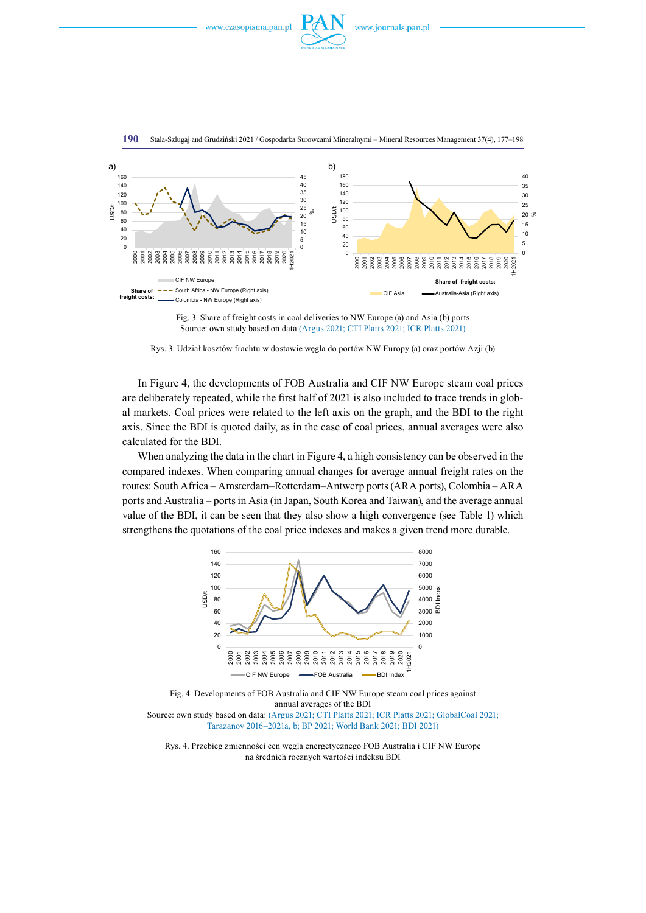Fig. 3. Share of freight costs in coal deliveries to NW Europe (a) and Asia (b) ports
Source: own study based on data (Argus 2021; CTI Platts 2021; ICR Platts 2021)

Rys. 3. Udział kosztów frachtu w dostawie węgla do portów NW Europy (a) oraz portów Azji (b)

In Figure 4, the developments of FOB Australia and CIF NW Europe steam coal prices are deliberately repeated, while the first half of 2021 is also included to trace trends in global markets. Coal prices were related to the left axis on the graph, and the BDI to the right axis. Since the BDI is quoted daily, as in the case of coal prices, annual averages were also calculated for the BDI.

When analyzing the data in the chart in Figure 4, a high consistency can be observed in the compared indexes. When comparing annual changes for average annual freight rates on the routes: South Africa – Amsterdam–Rotterdam–Antwerp ports (ARA ports), Colombia – ARA ports and Australia – ports in Asia (in Japan, South Korea and Taiwan), and the average annual value of the BDI, it can be seen that they also show a high convergence (see Table 1) which strengthens the quotations of the coal price indexes and makes a given trend more durable.

Fig. 4. Developments of FOB Australia and CIF NW Europe steam coal prices against annual averages of the BDI
Source: own study based on data: (Argus 2021; CTI Platts 2021; ICR Platts 2021; GlobalCoal 2021; Tarazanov 2016–2021a, b; BP 2021; World Bank 2021; BDI 2021)

Rys. 4. Przebieg zmienności cen węgla energetycznego FOB Australia i CIF NW Europe na średnich rocznych wartości indeksu BDI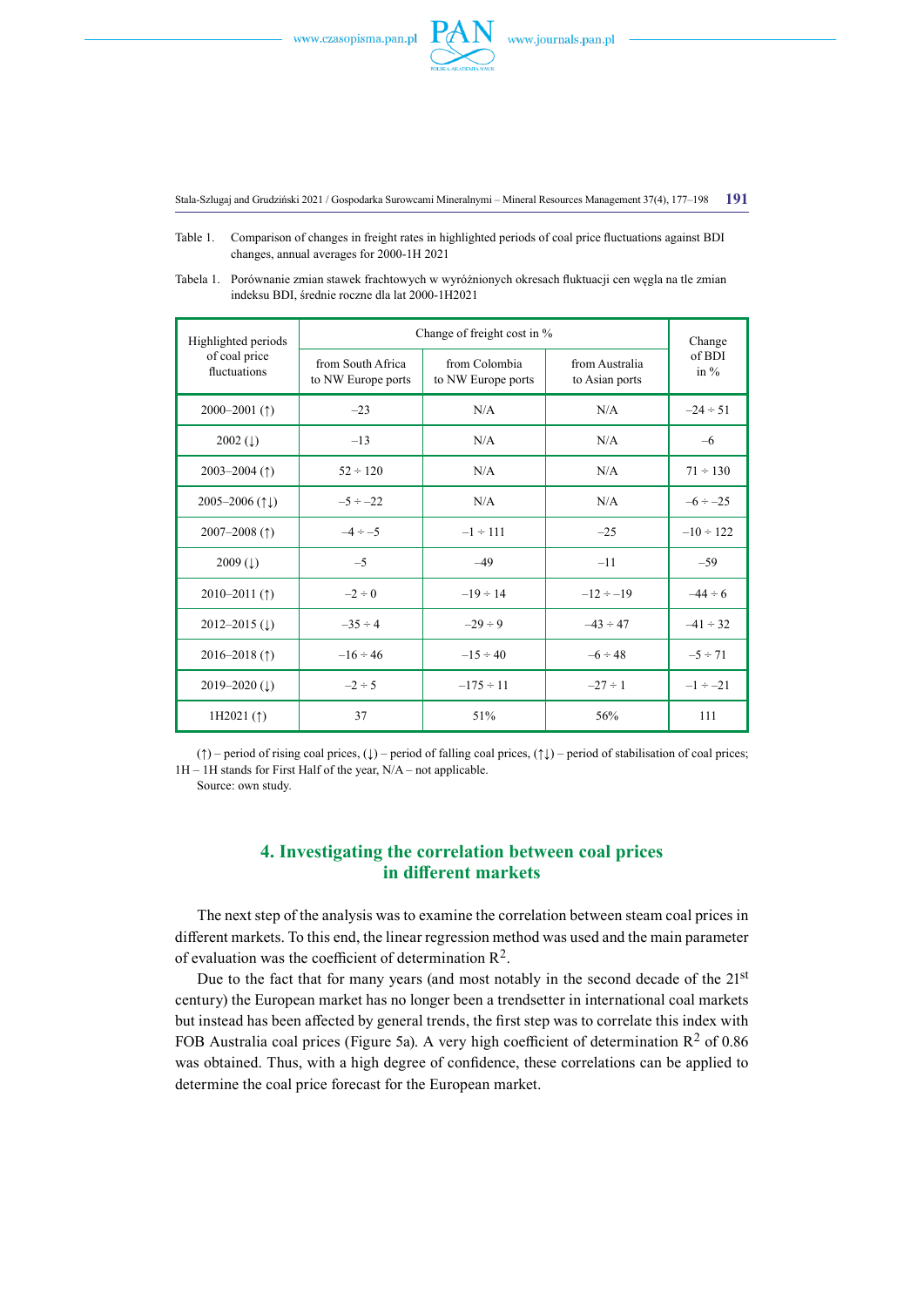Table 1. Comparison of changes in freight rates in highlighted periods of coal price fluctuations against BDI changes, annual averages for 2000-1H 2021

Tabela 1. Porównanie zmian stawek frachtowych w wyróżnionych okresach fluktuacji cen węgla na tle zmian indeksu BDI, średnie roczne dla lat 2000-1H2021

| Highlighted periods of coal price fluctuations | Change of freight cost in % | | | Change of BDI in % |
|---|---|---|---|---|
| | from South Africa to NW Europe ports | from Colombia to NW Europe ports | from Australia to Asian ports | |
| 2000–2001 (↑) | –23 | N/A | N/A | –24 ÷ 51 |
| 2002 (↓) | –13 | N/A | N/A | –6 |
| 2003–2004 (↑) | 52 ÷ 120 | N/A | N/A | 71 ÷ 130 |
| 2005–2006 (↑↓) | –5 ÷ –22 | N/A | N/A | –6 ÷ –25 |
| 2007–2008 (↑) | –4 ÷ –5 | –1 ÷ 111 | –25 | –10 ÷ 122 |
| 2009 (↓) | –5 | –49 | –11 | –59 |
| 2010–2011 (↑) | –2 ÷ 0 | –19 ÷ 14 | –12 ÷ –19 | –44 ÷ 6 |
| 2012–2015 (↓) | –35 ÷ 4 | –29 ÷ 9 | –43 ÷ 47 | –41 ÷ 32 |
| 2016–2018 (↑) | –16 ÷ 46 | –15 ÷ 40 | –6 ÷ 48 | –5 ÷ 71 |
| 2019–2020 (↓) | –2 ÷ 5 | –175 ÷ 11 | –27 ÷ 1 | –1 ÷ –21 |
| 1H2021 (↑) | 37 | 51% | 56% | 111 |

(↑) – period of rising coal prices, (↓) – period of falling coal prices, (↑↓) – period of stabilisation of coal prices; 1H – 1H stands for First Half of the year, N/A – not applicable.

Source: own study.

## 4. Investigating the correlation between coal prices in different markets

The next step of the analysis was to examine the correlation between steam coal prices in different markets. To this end, the linear regression method was used and the main parameter of evaluation was the coefficient of determination $R^2$.

Due to the fact that for many years (and most notably in the second decade of the 21st century) the European market has no longer been a trendsetter in international coal markets but instead has been affected by general trends, the first step was to correlate this index with FOB Australia coal prices (Figure 5a). A very high coefficient of determination $R^2$ of 0.86 was obtained. Thus, with a high degree of confidence, these correlations can be applied to determine the coal price forecast for the European market.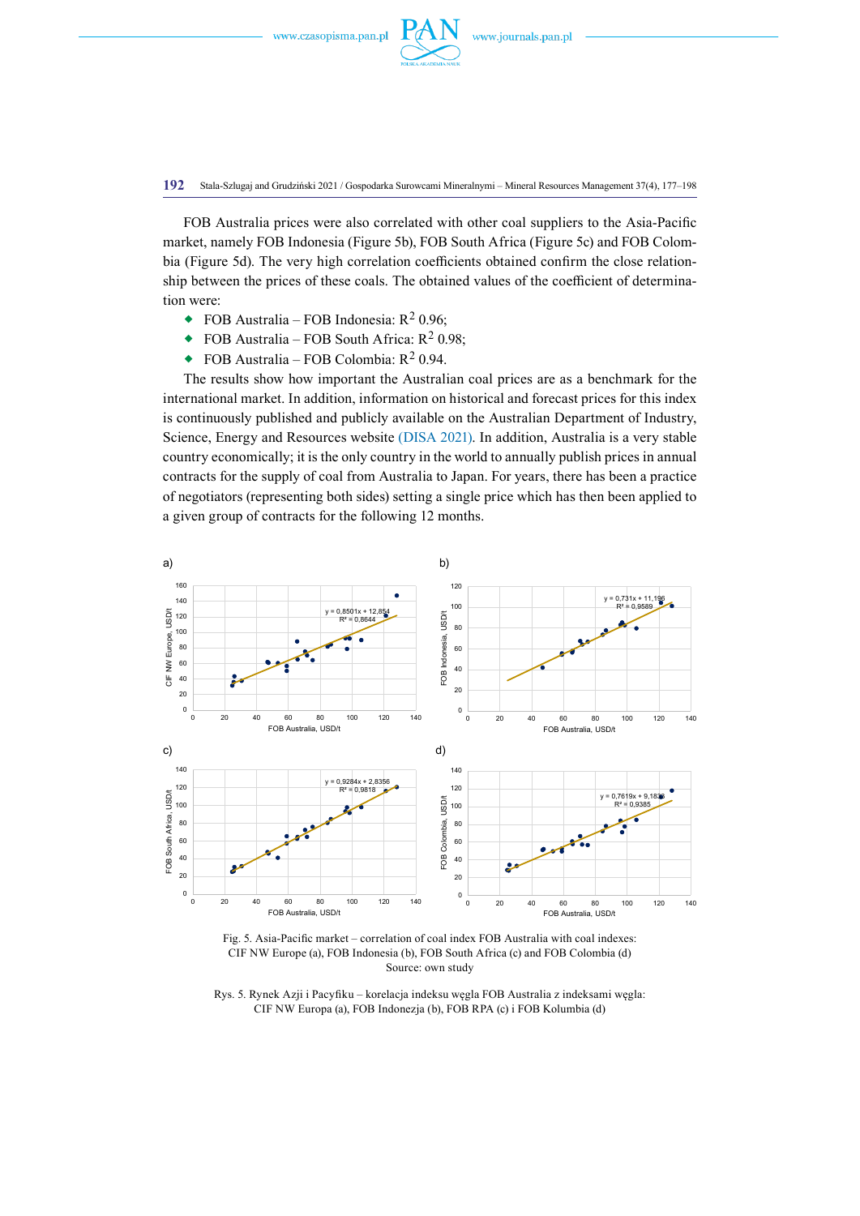FOB Australia prices were also correlated with other coal suppliers to the Asia-Pacific market, namely FOB Indonesia (Figure 5b), FOB South Africa (Figure 5c) and FOB Colombia (Figure 5d). The very high correlation coefficients obtained confirm the close relationship between the prices of these coals. The obtained values of the coefficient of determination were:

- FOB Australia – FOB Indonesia: $R^2$ 0.96;
- FOB Australia – FOB South Africa: $R^2$ 0.98;
- FOB Australia – FOB Colombia: $R^2$ 0.94.

The results show how important the Australian coal prices are as a benchmark for the international market. In addition, information on historical and forecast prices for this index is continuously published and publicly available on the Australian Department of Industry, Science, Energy and Resources website (DISA 2021). In addition, Australia is a very stable country economically; it is the only country in the world to annually publish prices in annual contracts for the supply of coal from Australia to Japan. For years, there has been a practice of negotiators (representing both sides) setting a single price which has then been applied to a given group of contracts for the following 12 months.

Fig. 5. Asia-Pacific market – correlation of coal index FOB Australia with coal indexes: CIF NW Europe (a), FOB Indonesia (b), FOB South Africa (c) and FOB Colombia (d)
Source: own study

Rys. 5. Rynek Azji i Pacyfiku – korelacja indeksu węgla FOB Australia z indeksami węgla: CIF NW Europa (a), FOB Indonezja (b), FOB RPA (c) i FOB Kolumbia (d)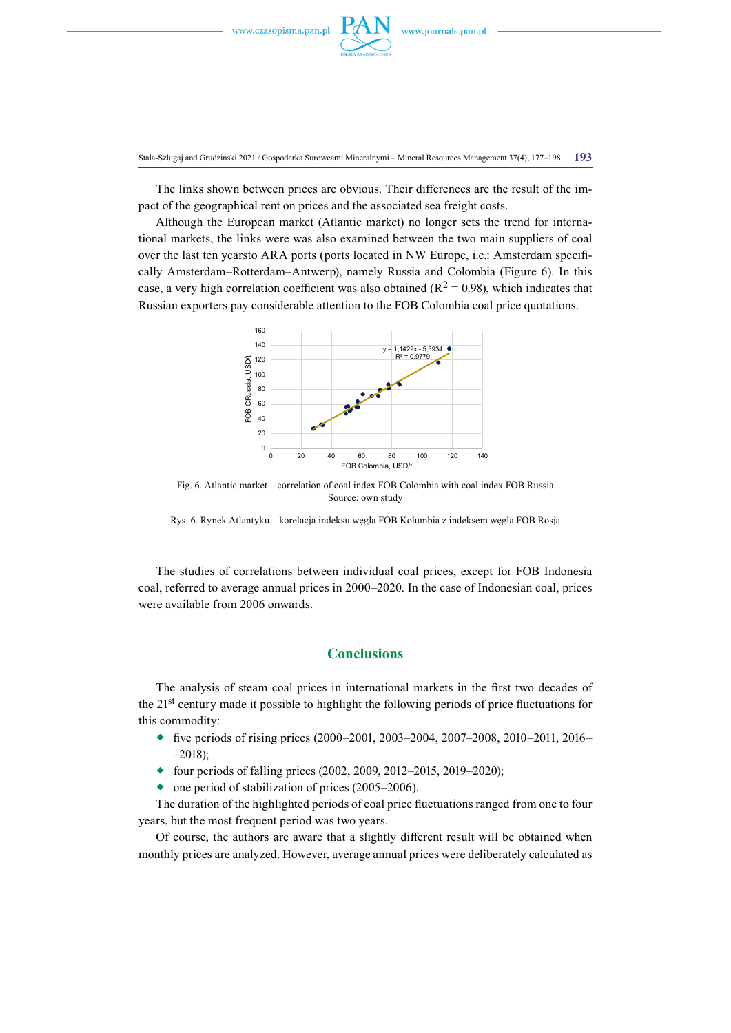The links shown between prices are obvious. Their differences are the result of the impact of the geographical rent on prices and the associated sea freight costs.

Although the European market (Atlantic market) no longer sets the trend for international markets, the links were was also examined between the two main suppliers of coal over the last ten yearsto ARA ports (ports located in NW Europe, i.e.: Amsterdam specifically Amsterdam–Rotterdam–Antwerp), namely Russia and Colombia (Figure 6). In this case, a very high correlation coefficient was also obtained ($R^2 = 0.98$), which indicates that Russian exporters pay considerable attention to the FOB Colombia coal price quotations.

Fig. 6. Atlantic market – correlation of coal index FOB Colombia with coal index FOB Russia
Source: own study

Rys. 6. Rynek Atlantyku – korelacja indeksu węgla FOB Kolumbia z indeksem węgla FOB Rosja

The studies of correlations between individual coal prices, except for FOB Indonesia coal, referred to average annual prices in 2000–2020. In the case of Indonesian coal, prices were available from 2006 onwards.

## Conclusions

The analysis of steam coal prices in international markets in the first two decades of the 21st century made it possible to highlight the following periods of price fluctuations for this commodity:

- five periods of rising prices (2000–2001, 2003–2004, 2007–2008, 2010–2011, 2016–2018);
- four periods of falling prices (2002, 2009, 2012–2015, 2019–2020);
- one period of stabilization of prices (2005–2006).

The duration of the highlighted periods of coal price fluctuations ranged from one to four years, but the most frequent period was two years.

Of course, the authors are aware that a slightly different result will be obtained when monthly prices are analyzed. However, average annual prices were deliberately calculated as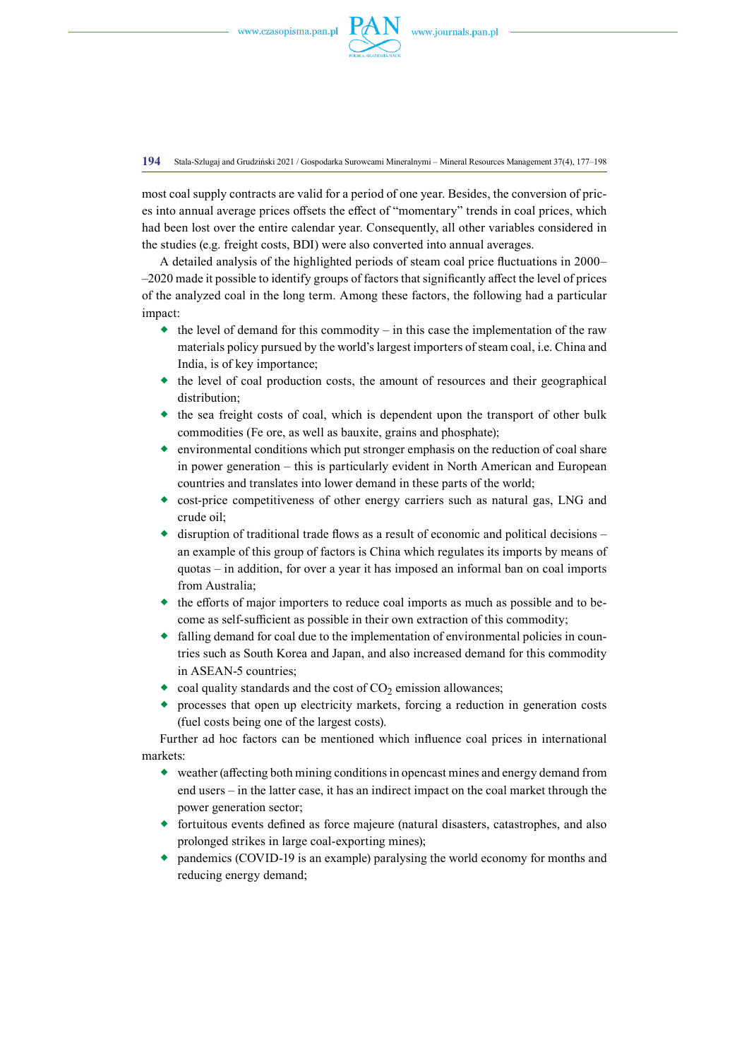most coal supply contracts are valid for a period of one year. Besides, the conversion of prices into annual average prices offsets the effect of "momentary" trends in coal prices, which had been lost over the entire calendar year. Consequently, all other variables considered in the studies (e.g. freight costs, BDI) were also converted into annual averages.

A detailed analysis of the highlighted periods of steam coal price fluctuations in 2000––2020 made it possible to identify groups of factors that significantly affect the level of prices of the analyzed coal in the long term. Among these factors, the following had a particular impact:

- the level of demand for this commodity – in this case the implementation of the raw materials policy pursued by the world's largest importers of steam coal, i.e. China and India, is of key importance;
- the level of coal production costs, the amount of resources and their geographical distribution;
- the sea freight costs of coal, which is dependent upon the transport of other bulk commodities (Fe ore, as well as bauxite, grains and phosphate);
- environmental conditions which put stronger emphasis on the reduction of coal share in power generation – this is particularly evident in North American and European countries and translates into lower demand in these parts of the world;
- cost-price competitiveness of other energy carriers such as natural gas, LNG and crude oil;
- disruption of traditional trade flows as a result of economic and political decisions – an example of this group of factors is China which regulates its imports by means of quotas – in addition, for over a year it has imposed an informal ban on coal imports from Australia;
- the efforts of major importers to reduce coal imports as much as possible and to become as self-sufficient as possible in their own extraction of this commodity;
- falling demand for coal due to the implementation of environmental policies in countries such as South Korea and Japan, and also increased demand for this commodity in ASEAN-5 countries;
- coal quality standards and the cost of $CO_2$ emission allowances;
- processes that open up electricity markets, forcing a reduction in generation costs (fuel costs being one of the largest costs).

Further ad hoc factors can be mentioned which influence coal prices in international markets:

- weather (affecting both mining conditions in opencast mines and energy demand from end users – in the latter case, it has an indirect impact on the coal market through the power generation sector;
- fortuitous events defined as force majeure (natural disasters, catastrophes, and also prolonged strikes in large coal-exporting mines);
- pandemics (COVID-19 is an example) paralysing the world economy for months and reducing energy demand;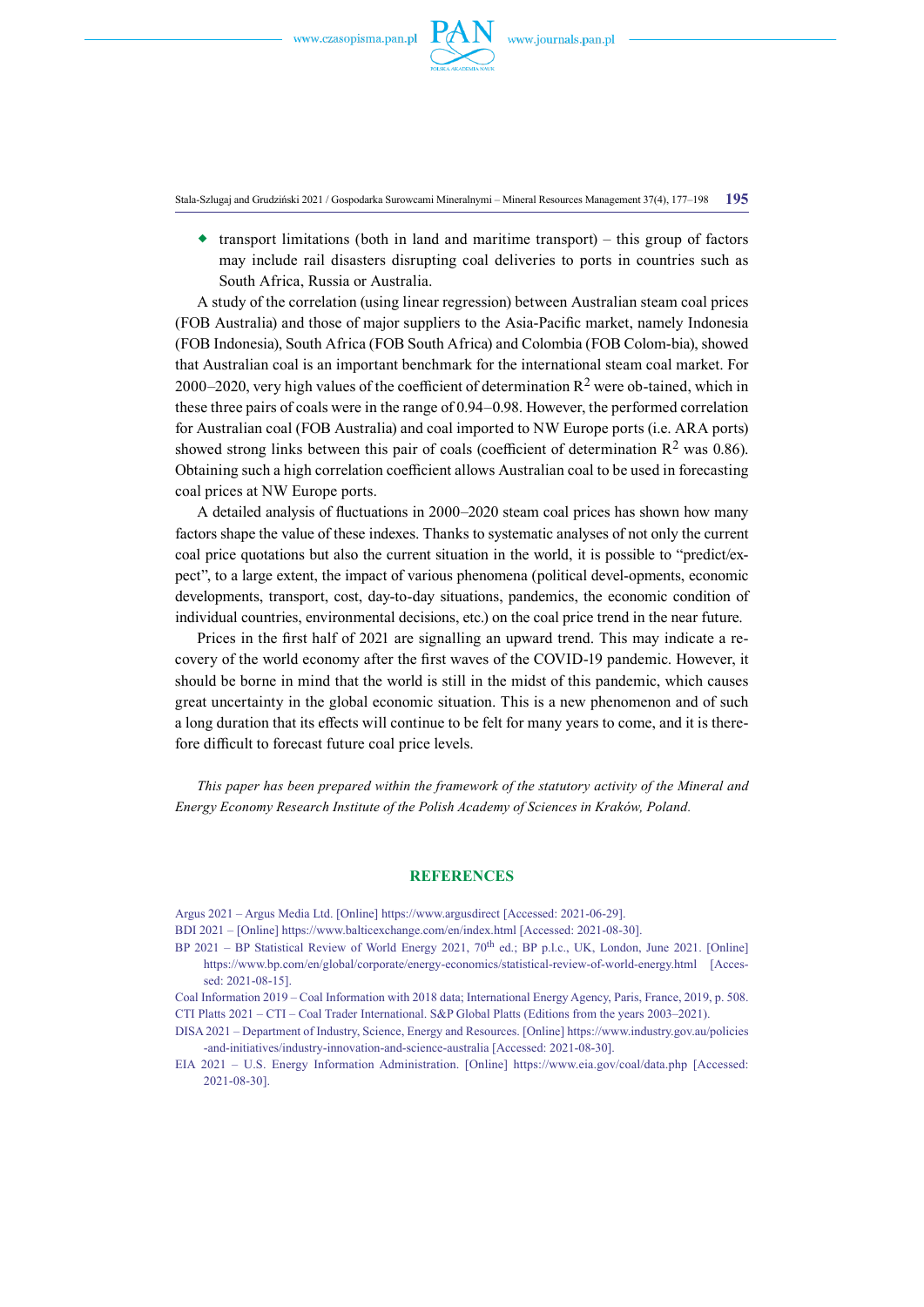- transport limitations (both in land and maritime transport) – this group of factors may include rail disasters disrupting coal deliveries to ports in countries such as South Africa, Russia or Australia.

A study of the correlation (using linear regression) between Australian steam coal prices (FOB Australia) and those of major suppliers to the Asia-Pacific market, namely Indonesia (FOB Indonesia), South Africa (FOB South Africa) and Colombia (FOB Colom-bia), showed that Australian coal is an important benchmark for the international steam coal market. For 2000–2020, very high values of the coefficient of determination $R^2$ were ob-tained, which in these three pairs of coals were in the range of 0.94–0.98. However, the performed correlation for Australian coal (FOB Australia) and coal imported to NW Europe ports (i.e. ARA ports) showed strong links between this pair of coals (coefficient of determination $R^2$ was 0.86). Obtaining such a high correlation coefficient allows Australian coal to be used in forecasting coal prices at NW Europe ports.

A detailed analysis of fluctuations in 2000–2020 steam coal prices has shown how many factors shape the value of these indexes. Thanks to systematic analyses of not only the current coal price quotations but also the current situation in the world, it is possible to "predict/ex-pect", to a large extent, the impact of various phenomena (political devel-opments, economic developments, transport, cost, day-to-day situations, pandemics, the economic condition of individual countries, environmental decisions, etc.) on the coal price trend in the near future.

Prices in the first half of 2021 are signalling an upward trend. This may indicate a re-covery of the world economy after the first waves of the COVID-19 pandemic. However, it should be borne in mind that the world is still in the midst of this pandemic, which causes great uncertainty in the global economic situation. This is a new phenomenon and of such a long duration that its effects will continue to be felt for many years to come, and it is there-fore difficult to forecast future coal price levels.

*This paper has been prepared within the framework of the statutory activity of the Mineral and Energy Economy Research Institute of the Polish Academy of Sciences in Kraków, Poland.*

## REFERENCES

Argus 2021 – Argus Media Ltd. [Online] https://www.argusdirect [Accessed: 2021-06-29].

BDI 2021 – [Online] https://www.balticexchange.com/en/index.html [Accessed: 2021-08-30].

BP 2021 – BP Statistical Review of World Energy 2021, 70th ed.; BP p.l.c., UK, London, June 2021. [Online] https://www.bp.com/en/global/corporate/energy-economics/statistical-review-of-world-energy.html [Acces-sed: 2021-08-15].

Coal Information 2019 – Coal Information with 2018 data; International Energy Agency, Paris, France, 2019, p. 508.

CTI Platts 2021 – CTI – Coal Trader International. S&P Global Platts (Editions from the years 2003–2021).

DISA 2021 – Department of Industry, Science, Energy and Resources. [Online] https://www.industry.gov.au/policies-and-initiatives/industry-innovation-and-science-australia [Accessed: 2021-08-30].

EIA 2021 – U.S. Energy Information Administration. [Online] https://www.eia.gov/coal/data.php [Accessed: 2021-08-30].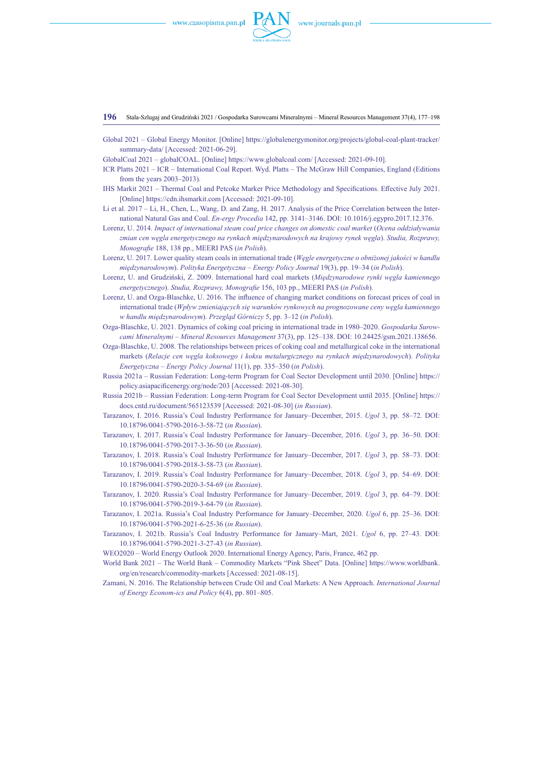Global 2021 – Global Energy Monitor. [Online] https://globalenergymonitor.org/projects/global-coal-plant-tracker/summary-data/ [Accessed: 2021-06-29].

GlobalCoal 2021 – globalCOAL. [Online] https://www.globalcoal.com/ [Accessed: 2021-09-10].

ICR Platts 2021 – ICR – International Coal Report. Wyd. Platts – The McGraw Hill Companies, England (Editions from the years 2003–2013).

IHS Markit 2021 – Thermal Coal and Petcoke Marker Price Methodology and Specifications. Effective July 2021. [Online] https://cdn.ihsmarkit.com [Accessed: 2021-09-10].

Li et al. 2017 – Li, H., Chen, L., Wang, D. and Zang, H. 2017. Analysis of the Price Correlation between the International Natural Gas and Coal. *En-ergy Procedia* 142, pp. 3141–3146. DOI: 10.1016/j.egypro.2017.12.376.

Lorenz, U. 2014. *Impact of international steam coal price changes on domestic coal market* (*Ocena oddziaływania zmian cen węgla energetycznego na rynkach międzynarodowych na krajowy rynek węgla*). *Studia, Rozprawy, Monografie* 188, 138 pp., MEERI PAS (*in Polish*).

Lorenz, U. 2017. Lower quality steam coals in international trade (*Węgle energetyczne o obniżonej jakości w handlu międzynarodowym*). *Polityka Energetyczna – Energy Policy Journal* 19(3), pp. 19–34 (*in Polish*).

Lorenz, U. and Grudziński, Z. 2009. International hard coal markets (*Międzynarodowe rynki węgla kamiennego energetycznego*). *Studia, Rozprawy, Monografie* 156, 103 pp., MEERI PAS (*in Polish*).

Lorenz, U. and Ozga-Blaschke, U. 2016. The influence of changing market conditions on forecast prices of coal in international trade (*Wpływ zmieniających się warunków rynkowych na prognozowane ceny węgla kamiennego w handlu międzynarodowym*). *Przegląd Górniczy* 5, pp. 3–12 (*in Polish*).

Ozga-Blaschke, U. 2021. Dynamics of coking coal pricing in international trade in 1980–2020. *Gospodarka Surowcami Mineralnymi – Mineral Resources Management* 37(3), pp. 125–138. DOI: 10.24425/gsm.2021.138656.

Ozga-Blaschke, U. 2008. The relationships between prices of coking coal and metallurgical coke in the international markets (*Relacje cen węgla koksowego i koksu metalurgicznego na rynkach międzynarodowych*). *Polityka Energetyczna – Energy Policy Journal* 11(1), pp. 335–350 (*in Polish*).

Russia 2021a – Russian Federation: Long-term Program for Coal Sector Development until 2030. [Online] https://policy.asiapacificenergy.org/node/203 [Accessed: 2021-08-30].

Russia 2021b – Russian Federation: Long-term Program for Coal Sector Development until 2035. [Online] https://docs.cntd.ru/document/565123539 [Accessed: 2021-08-30] (*in Russian*).

Tarazanov, I. 2016. Russia's Coal Industry Performance for January–December, 2015. *Ugol* 3, pp. 58–72. DOI: 10.18796/0041-5790-2016-3-58-72 (*in Russian*).

Tarazanov, I. 2017. Russia's Coal Industry Performance for January–December, 2016. *Ugol* 3, pp. 36–50. DOI: 10.18796/0041-5790-2017-3-36-50 (*in Russian*).

Tarazanov, I. 2018. Russia's Coal Industry Performance for January–December, 2017. *Ugol* 3, pp. 58–73. DOI: 10.18796/0041-5790-2018-3-58-73 (*in Russian*).

Tarazanov, I. 2019. Russia's Coal Industry Performance for January–December, 2018. *Ugol* 3, pp. 54–69. DOI: 10.18796/0041-5790-2020-3-54-69 (*in Russian*).

Tarazanov, I. 2020. Russia's Coal Industry Performance for January–December, 2019. *Ugol* 3, pp. 64–79. DOI: 10.18796/0041-5790-2019-3-64-79 (*in Russian*).

Tarazanov, I. 2021a. Russia's Coal Industry Performance for January–December, 2020. *Ugol* 6, pp. 25–36. DOI: 10.18796/0041-5790-2021-6-25-36 (*in Russian*).

Tarazanov, I. 2021b. Russia's Coal Industry Performance for January–Mart, 2021. *Ugol* 6, pp. 27–43. DOI: 10.18796/0041-5790-2021-3-27-43 (*in Russian*).

WEO2020 – World Energy Outlook 2020. International Energy Agency, Paris, France, 462 pp.

World Bank 2021 – The World Bank – Commodity Markets "Pink Sheet" Data. [Online] https://www.worldbank.org/en/research/commodity-markets [Accessed: 2021-08-15].

Zamani, N. 2016. The Relationship between Crude Oil and Coal Markets: A New Approach. *International Journal of Energy Econom-ics and Policy* 6(4), pp. 801–805.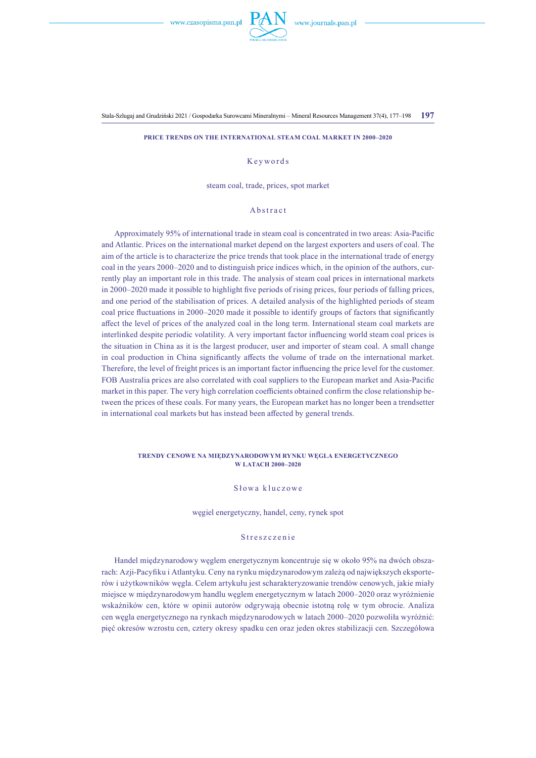**PRICE TRENDS ON THE INTERNATIONAL STEAM COAL MARKET IN 2000–2020**

Keywords

steam coal, trade, prices, spot market

Abstract

Approximately 95% of international trade in steam coal is concentrated in two areas: Asia-Pacific and Atlantic. Prices on the international market depend on the largest exporters and users of coal. The aim of the article is to characterize the price trends that took place in the international trade of energy coal in the years 2000–2020 and to distinguish price indices which, in the opinion of the authors, currently play an important role in this trade. The analysis of steam coal prices in international markets in 2000–2020 made it possible to highlight five periods of rising prices, four periods of falling prices, and one period of the stabilisation of prices. A detailed analysis of the highlighted periods of steam coal price fluctuations in 2000–2020 made it possible to identify groups of factors that significantly affect the level of prices of the analyzed coal in the long term. International steam coal markets are interlinked despite periodic volatility. A very important factor influencing world steam coal prices is the situation in China as it is the largest producer, user and importer of steam coal. A small change in coal production in China significantly affects the volume of trade on the international market. Therefore, the level of freight prices is an important factor influencing the price level for the customer. FOB Australia prices are also correlated with coal suppliers to the European market and Asia-Pacific market in this paper. The very high correlation coefficients obtained confirm the close relationship between the prices of these coals. For many years, the European market has no longer been a trendsetter in international coal markets but has instead been affected by general trends.

**TRENDY CENOWE NA MIĘDZYNARODOWYM RYNKU WĘGLA ENERGETYCZNEGO W LATACH 2000–2020**

Słowa kluczowe

węgiel energetyczny, handel, ceny, rynek spot

Streszczenie

Handel międzynarodowy węglem energetycznym koncentruje się w około 95% na dwóch obszarach: Azji-Pacyfiku i Atlantyku. Ceny na rynku międzynarodowym zależą od największych eksporterów i użytkowników węgla. Celem artykułu jest scharakteryzowanie trendów cenowych, jakie miały miejsce w międzynarodowym handlu węglem energetycznym w latach 2000–2020 oraz wyróżnienie wskaźników cen, które w opinii autorów odgrywają obecnie istotną rolę w tym obrocie. Analiza cen węgla energetycznego na rynkach międzynarodowych w latach 2000–2020 pozwoliła wyróżnić: pięć okresów wzrostu cen, cztery okresy spadku cen oraz jeden okres stabilizacji cen. Szczegółowa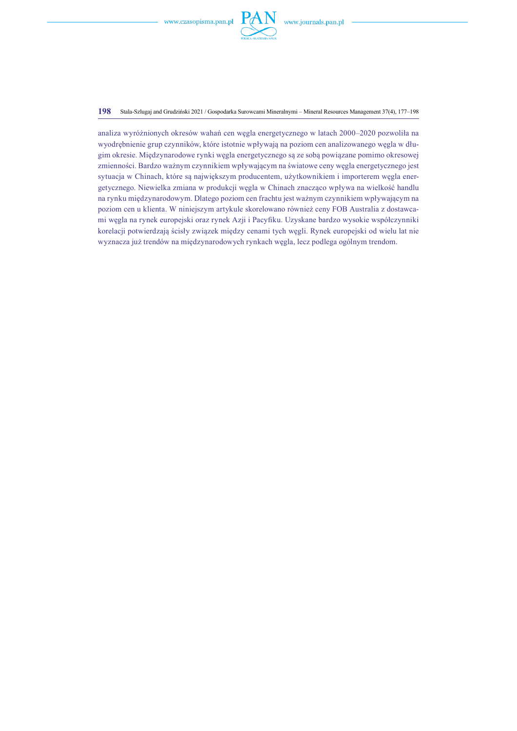analiza wyróżnionych okresów wahań cen węgla energetycznego w latach 2000–2020 pozwoliła na wyodrębnienie grup czynników, które istotnie wpływają na poziom cen analizowanego węgla w długim okresie. Międzynarodowe rynki węgla energetycznego są ze sobą powiązane pomimo okresowej zmienności. Bardzo ważnym czynnikiem wpływającym na światowe ceny węgla energetycznego jest sytuacja w Chinach, które są największym producentem, użytkownikiem i importerem węgla energetycznego. Niewielka zmiana w produkcji węgla w Chinach znacząco wpływa na wielkość handlu na rynku międzynarodowym. Dlatego poziom cen frachtu jest ważnym czynnikiem wpływającym na poziom cen u klienta. W niniejszym artykule skorelowano również ceny FOB Australia z dostawcami węgla na rynek europejski oraz rynek Azji i Pacyfiku. Uzyskane bardzo wysokie współczynniki korelacji potwierdzają ścisły związek między cenami tych węgli. Rynek europejski od wielu lat nie wyznacza już trendów na międzynarodowych rynkach węgla, lecz podlega ogólnym trendom.